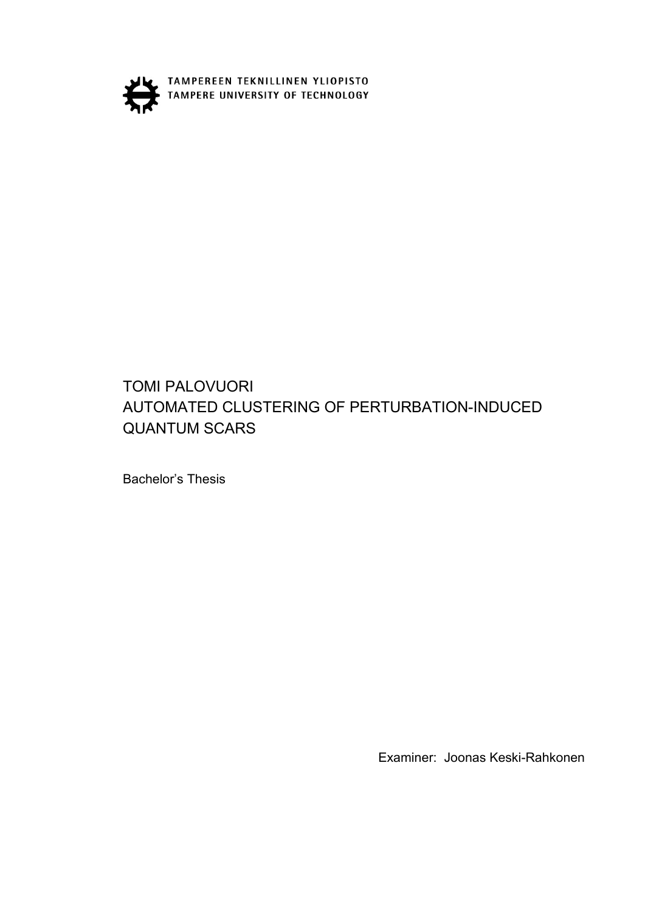TAMPEREEN TEKNILLINEN YLIOPISTO
TAMPERE UNIVERSITY OF TECHNOLOGY

# TOMI PALOVUORI
# AUTOMATED CLUSTERING OF PERTURBATION-INDUCED QUANTUM SCARS

Bachelor's Thesis

Examiner: Joonas Keski-Rahkonen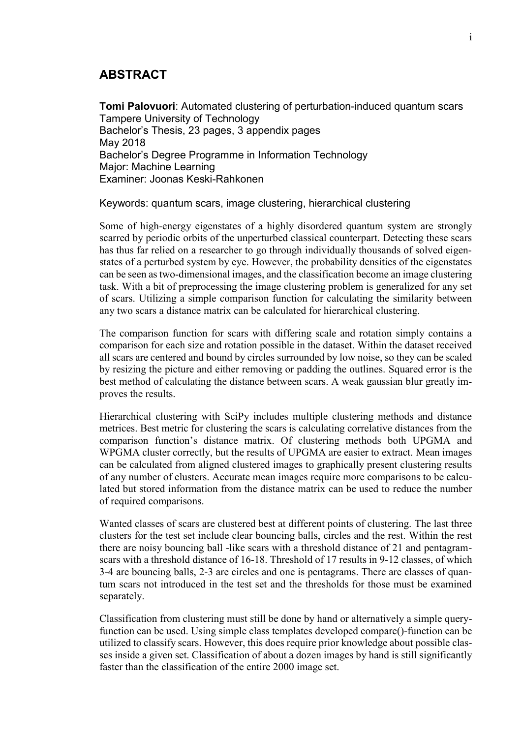## ABSTRACT

**Tomi Palovuori**: Automated clustering of perturbation-induced quantum scars
Tampere University of Technology
Bachelor's Thesis, 23 pages, 3 appendix pages
May 2018
Bachelor's Degree Programme in Information Technology
Major: Machine Learning
Examiner: Joonas Keski-Rahkonen

Keywords: quantum scars, image clustering, hierarchical clustering

Some of high-energy eigenstates of a highly disordered quantum system are strongly scarred by periodic orbits of the unperturbed classical counterpart. Detecting these scars has thus far relied on a researcher to go through individually thousands of solved eigenstates of a perturbed system by eye. However, the probability densities of the eigenstates can be seen as two-dimensional images, and the classification become an image clustering task. With a bit of preprocessing the image clustering problem is generalized for any set of scars. Utilizing a simple comparison function for calculating the similarity between any two scars a distance matrix can be calculated for hierarchical clustering.

The comparison function for scars with differing scale and rotation simply contains a comparison for each size and rotation possible in the dataset. Within the dataset received all scars are centered and bound by circles surrounded by low noise, so they can be scaled by resizing the picture and either removing or padding the outlines. Squared error is the best method of calculating the distance between scars. A weak gaussian blur greatly improves the results.

Hierarchical clustering with SciPy includes multiple clustering methods and distance metrices. Best metric for clustering the scars is calculating correlative distances from the comparison function's distance matrix. Of clustering methods both UPGMA and WPGMA cluster correctly, but the results of UPGMA are easier to extract. Mean images can be calculated from aligned clustered images to graphically present clustering results of any number of clusters. Accurate mean images require more comparisons to be calculated but stored information from the distance matrix can be used to reduce the number of required comparisons.

Wanted classes of scars are clustered best at different points of clustering. The last three clusters for the test set include clear bouncing balls, circles and the rest. Within the rest there are noisy bouncing ball -like scars with a threshold distance of 21 and pentagram-scars with a threshold distance of 16-18. Threshold of 17 results in 9-12 classes, of which 3-4 are bouncing balls, 2-3 are circles and one is pentagrams. There are classes of quantum scars not introduced in the test set and the thresholds for those must be examined separately.

Classification from clustering must still be done by hand or alternatively a simple query-function can be used. Using simple class templates developed compare()-function can be utilized to classify scars. However, this does require prior knowledge about possible classes inside a given set. Classification of about a dozen images by hand is still significantly faster than the classification of the entire 2000 image set.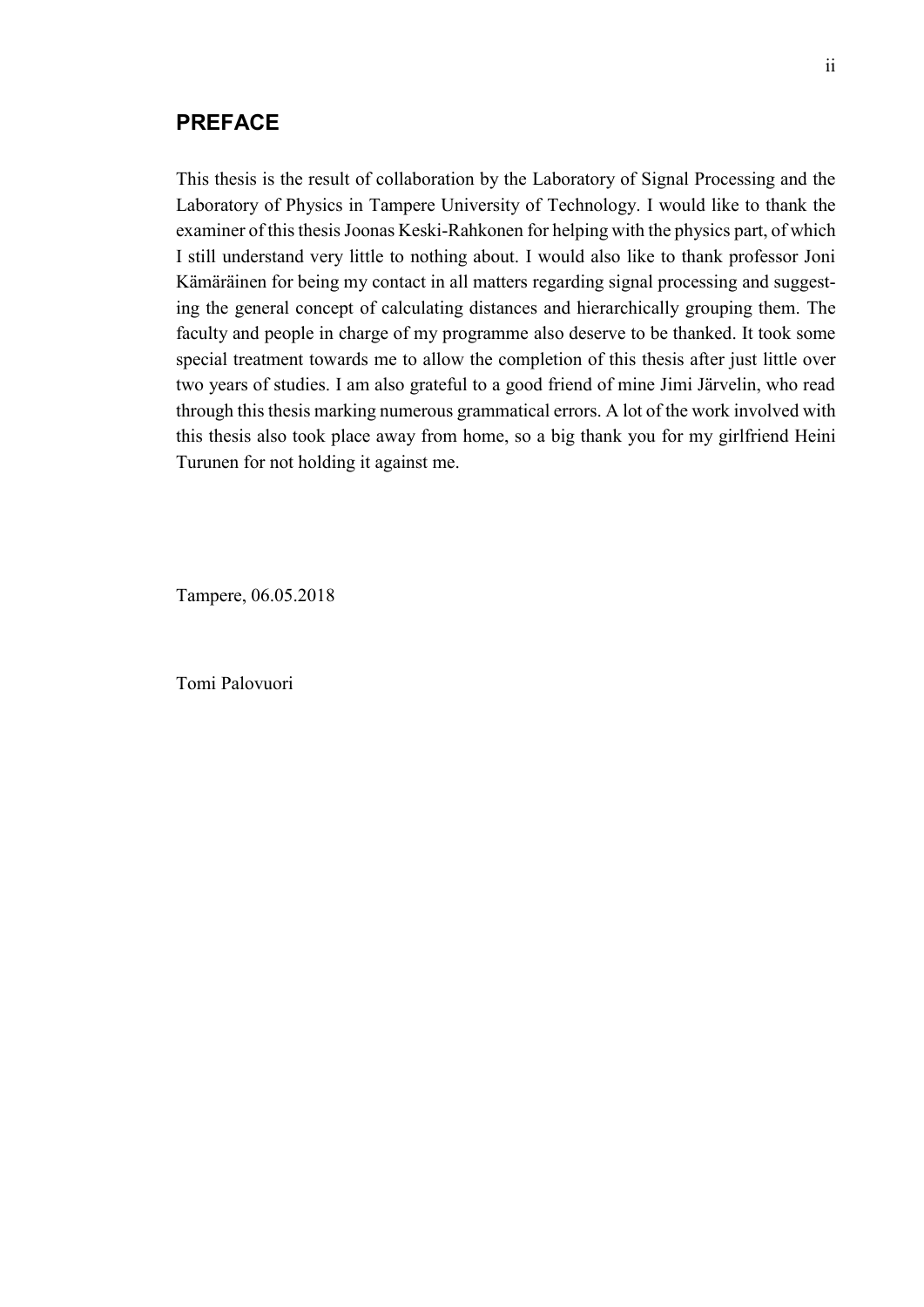## PREFACE

This thesis is the result of collaboration by the Laboratory of Signal Processing and the Laboratory of Physics in Tampere University of Technology. I would like to thank the examiner of this thesis Joonas Keski-Rahkonen for helping with the physics part, of which I still understand very little to nothing about. I would also like to thank professor Joni Kämäräinen for being my contact in all matters regarding signal processing and suggesting the general concept of calculating distances and hierarchically grouping them. The faculty and people in charge of my programme also deserve to be thanked. It took some special treatment towards me to allow the completion of this thesis after just little over two years of studies. I am also grateful to a good friend of mine Jimi Järvelin, who read through this thesis marking numerous grammatical errors. A lot of the work involved with this thesis also took place away from home, so a big thank you for my girlfriend Heini Turunen for not holding it against me.

Tampere, 06.05.2018

Tomi Palovuori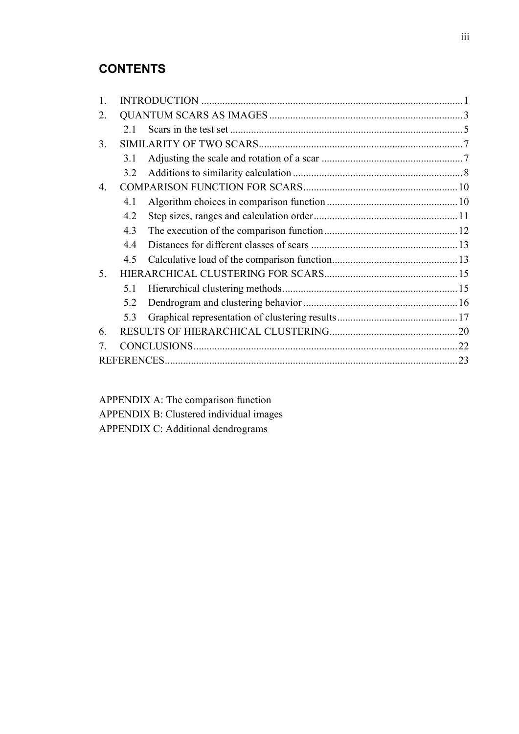# CONTENTS

1. INTRODUCTION .......... 1
2. QUANTUM SCARS AS IMAGES .......... 3
   - 2.1 Scars in the test set .......... 5
3. SIMILARITY OF TWO SCARS .......... 7
   - 3.1 Adjusting the scale and rotation of a scar .......... 7
   - 3.2 Additions to similarity calculation .......... 8
4. COMPARISON FUNCTION FOR SCARS .......... 10
   - 4.1 Algorithm choices in comparison function .......... 10
   - 4.2 Step sizes, ranges and calculation order .......... 11
   - 4.3 The execution of the comparison function .......... 12
   - 4.4 Distances for different classes of scars .......... 13
   - 4.5 Calculative load of the comparison function .......... 13
5. HIERARCHICAL CLUSTERING FOR SCARS .......... 15
   - 5.1 Hierarchical clustering methods .......... 15
   - 5.2 Dendrogram and clustering behavior .......... 16
   - 5.3 Graphical representation of clustering results .......... 17
6. RESULTS OF HIERARCHICAL CLUSTERING .......... 20
7. CONCLUSIONS .......... 22

REFERENCES .......... 23

APPENDIX A: The comparison function
APPENDIX B: Clustered individual images
APPENDIX C: Additional dendrograms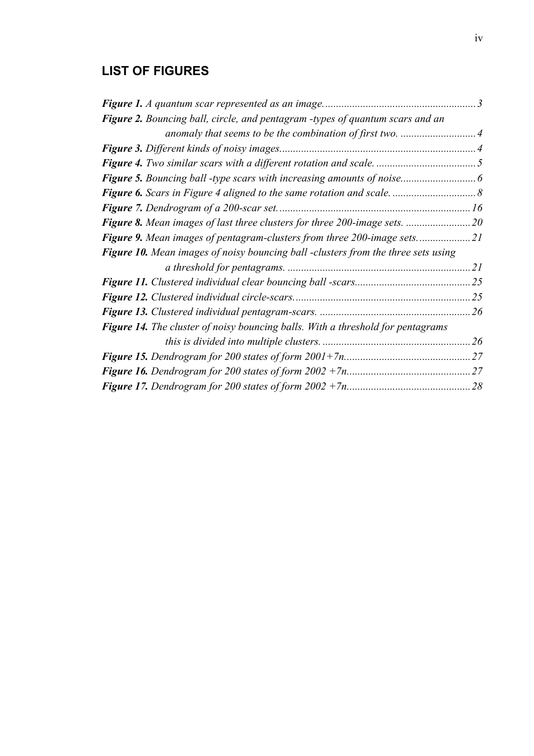## LIST OF FIGURES

***Figure 1.*** *A quantum scar represented as an image.* 3

***Figure 2.*** *Bouncing ball, circle, and pentagram -types of quantum scars and an anomaly that seems to be the combination of first two.* 4

***Figure 3.*** *Different kinds of noisy images.* 4

***Figure 4.*** *Two similar scars with a different rotation and scale.* 5

***Figure 5.*** *Bouncing ball -type scars with increasing amounts of noise.* 6

***Figure 6.*** *Scars in Figure 4 aligned to the same rotation and scale.* 8

***Figure 7.*** *Dendrogram of a 200-scar set.* 16

***Figure 8.*** *Mean images of last three clusters for three 200-image sets.* 20

***Figure 9.*** *Mean images of pentagram-clusters from three 200-image sets.* 21

***Figure 10.*** *Mean images of noisy bouncing ball -clusters from the three sets using a threshold for pentagrams.* 21

***Figure 11.*** *Clustered individual clear bouncing ball -scars.* 25

***Figure 12.*** *Clustered individual circle-scars.* 25

***Figure 13.*** *Clustered individual pentagram-scars.* 26

***Figure 14.*** *The cluster of noisy bouncing balls. With a threshold for pentagrams this is divided into multiple clusters.* 26

***Figure 15.*** *Dendrogram for 200 states of form 2001+7n.* 27

***Figure 16.*** *Dendrogram for 200 states of form 2002 +7n.* 27

***Figure 17.*** *Dendrogram for 200 states of form 2002 +7n.* 28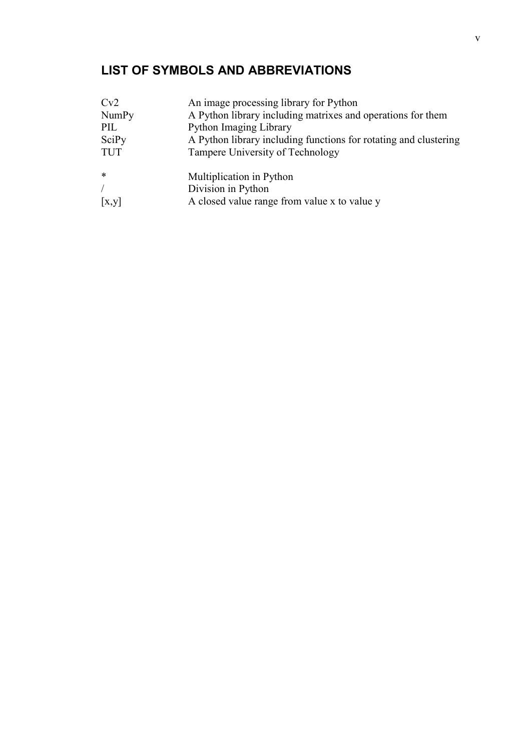## LIST OF SYMBOLS AND ABBREVIATIONS

| | |
|---|---|
| Cv2 | An image processing library for Python |
| NumPy | A Python library including matrixes and operations for them |
| PIL | Python Imaging Library |
| SciPy | A Python library including functions for rotating and clustering |
| TUT | Tampere University of Technology |
| | |
| * | Multiplication in Python |
| / | Division in Python |
| [x,y] | A closed value range from value x to value y |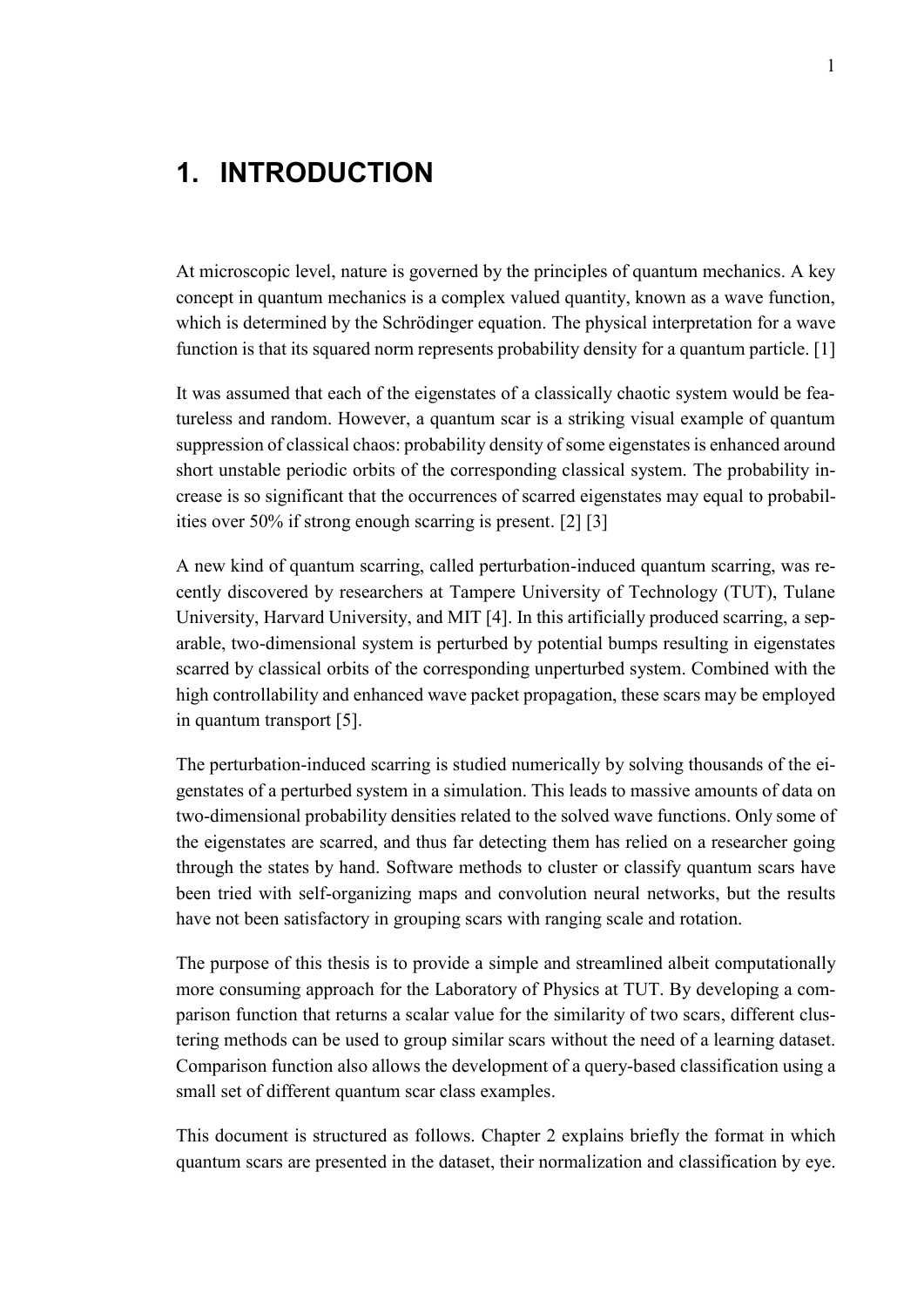# 1. INTRODUCTION

At microscopic level, nature is governed by the principles of quantum mechanics. A key concept in quantum mechanics is a complex valued quantity, known as a wave function, which is determined by the Schrödinger equation. The physical interpretation for a wave function is that its squared norm represents probability density for a quantum particle. [1]

It was assumed that each of the eigenstates of a classically chaotic system would be featureless and random. However, a quantum scar is a striking visual example of quantum suppression of classical chaos: probability density of some eigenstates is enhanced around short unstable periodic orbits of the corresponding classical system. The probability increase is so significant that the occurrences of scarred eigenstates may equal to probabilities over 50% if strong enough scarring is present. [2] [3]

A new kind of quantum scarring, called perturbation-induced quantum scarring, was recently discovered by researchers at Tampere University of Technology (TUT), Tulane University, Harvard University, and MIT [4]. In this artificially produced scarring, a separable, two-dimensional system is perturbed by potential bumps resulting in eigenstates scarred by classical orbits of the corresponding unperturbed system. Combined with the high controllability and enhanced wave packet propagation, these scars may be employed in quantum transport [5].

The perturbation-induced scarring is studied numerically by solving thousands of the eigenstates of a perturbed system in a simulation. This leads to massive amounts of data on two-dimensional probability densities related to the solved wave functions. Only some of the eigenstates are scarred, and thus far detecting them has relied on a researcher going through the states by hand. Software methods to cluster or classify quantum scars have been tried with self-organizing maps and convolution neural networks, but the results have not been satisfactory in grouping scars with ranging scale and rotation.

The purpose of this thesis is to provide a simple and streamlined albeit computationally more consuming approach for the Laboratory of Physics at TUT. By developing a comparison function that returns a scalar value for the similarity of two scars, different clustering methods can be used to group similar scars without the need of a learning dataset. Comparison function also allows the development of a query-based classification using a small set of different quantum scar class examples.

This document is structured as follows. Chapter 2 explains briefly the format in which quantum scars are presented in the dataset, their normalization and classification by eye.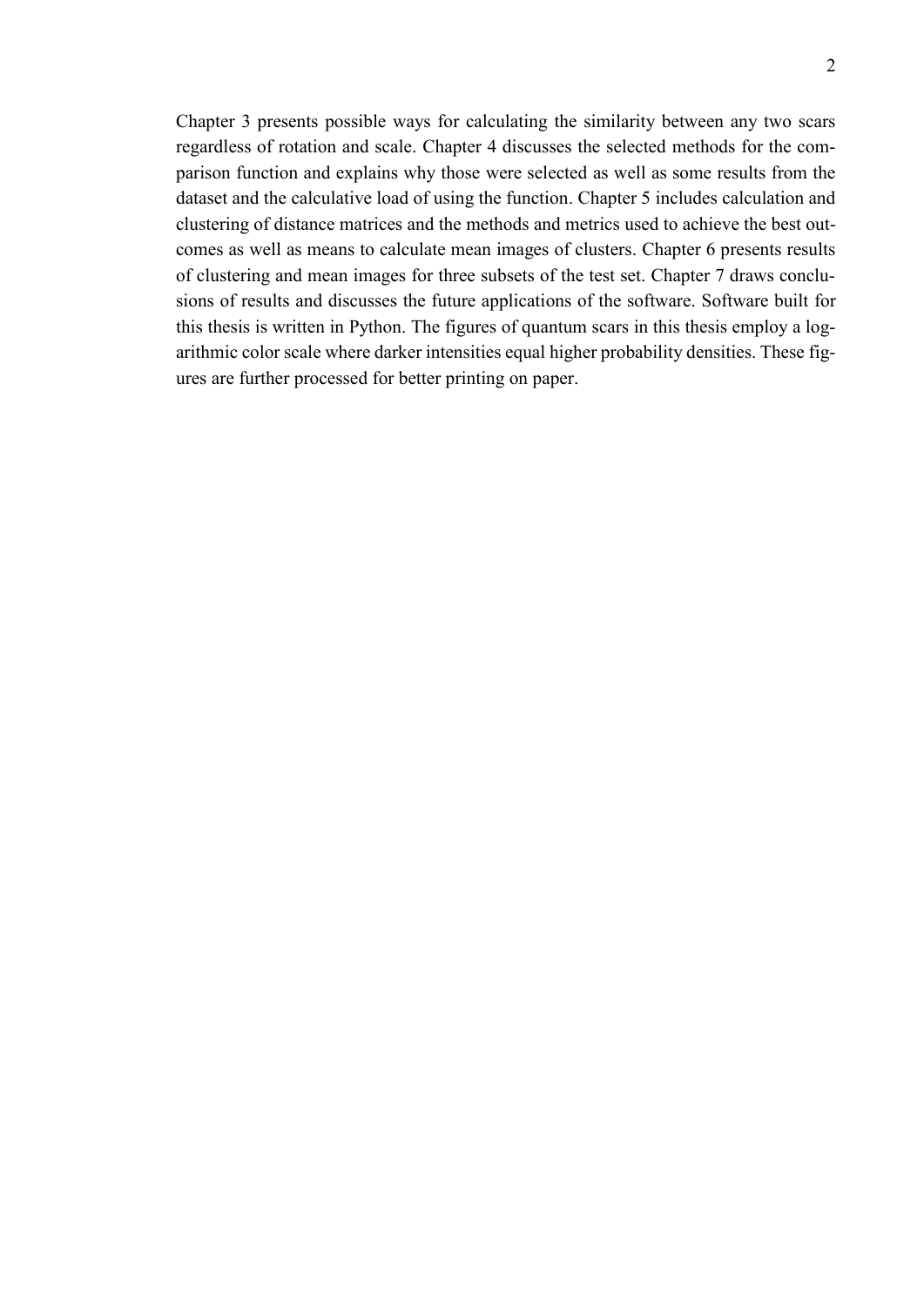Chapter 3 presents possible ways for calculating the similarity between any two scars regardless of rotation and scale. Chapter 4 discusses the selected methods for the comparison function and explains why those were selected as well as some results from the dataset and the calculative load of using the function. Chapter 5 includes calculation and clustering of distance matrices and the methods and metrics used to achieve the best outcomes as well as means to calculate mean images of clusters. Chapter 6 presents results of clustering and mean images for three subsets of the test set. Chapter 7 draws conclusions of results and discusses the future applications of the software. Software built for this thesis is written in Python. The figures of quantum scars in this thesis employ a logarithmic color scale where darker intensities equal higher probability densities. These figures are further processed for better printing on paper.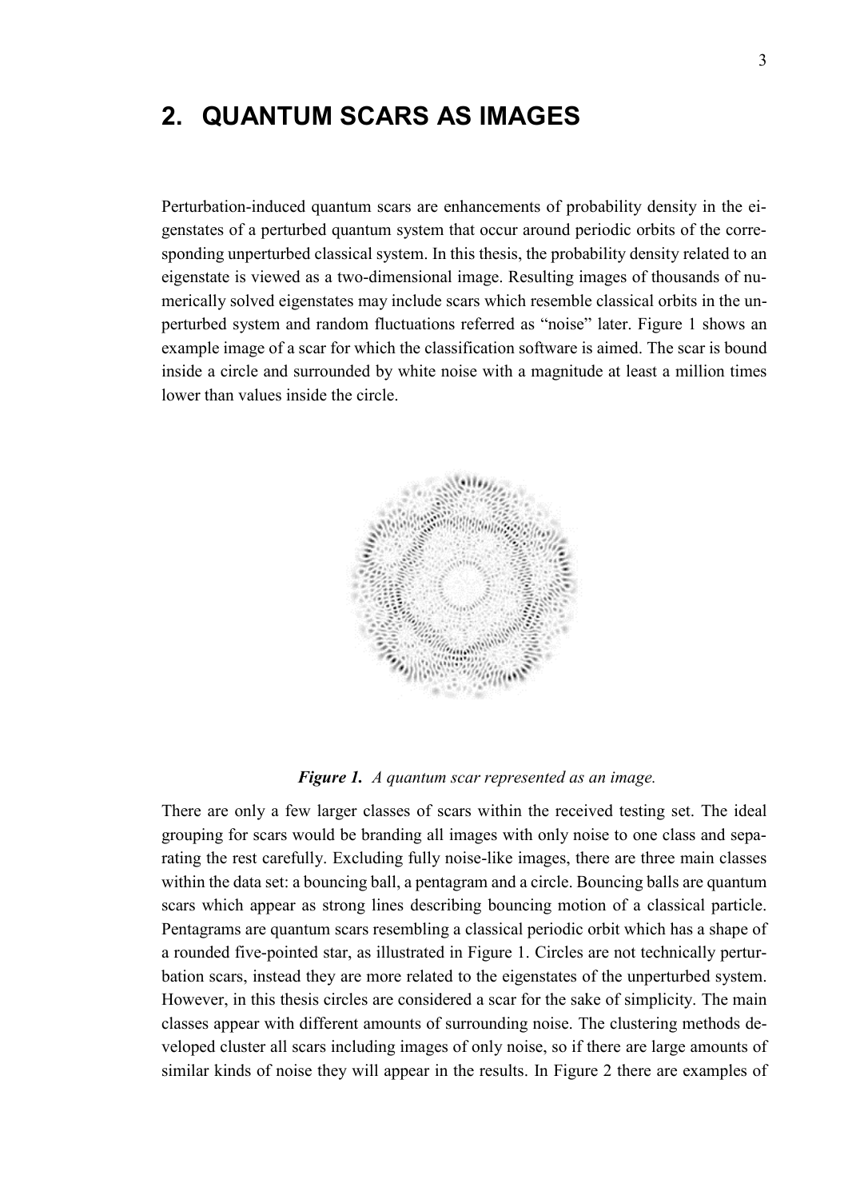# 2. QUANTUM SCARS AS IMAGES

Perturbation-induced quantum scars are enhancements of probability density in the eigenstates of a perturbed quantum system that occur around periodic orbits of the corresponding unperturbed classical system. In this thesis, the probability density related to an eigenstate is viewed as a two-dimensional image. Resulting images of thousands of numerically solved eigenstates may include scars which resemble classical orbits in the unperturbed system and random fluctuations referred as “noise” later. Figure 1 shows an example image of a scar for which the classification software is aimed. The scar is bound inside a circle and surrounded by white noise with a magnitude at least a million times lower than values inside the circle.

***Figure 1.*** *A quantum scar represented as an image.*

There are only a few larger classes of scars within the received testing set. The ideal grouping for scars would be branding all images with only noise to one class and separating the rest carefully. Excluding fully noise-like images, there are three main classes within the data set: a bouncing ball, a pentagram and a circle. Bouncing balls are quantum scars which appear as strong lines describing bouncing motion of a classical particle. Pentagrams are quantum scars resembling a classical periodic orbit which has a shape of a rounded five-pointed star, as illustrated in Figure 1. Circles are not technically perturbation scars, instead they are more related to the eigenstates of the unperturbed system. However, in this thesis circles are considered a scar for the sake of simplicity. The main classes appear with different amounts of surrounding noise. The clustering methods developed cluster all scars including images of only noise, so if there are large amounts of similar kinds of noise they will appear in the results. In Figure 2 there are examples of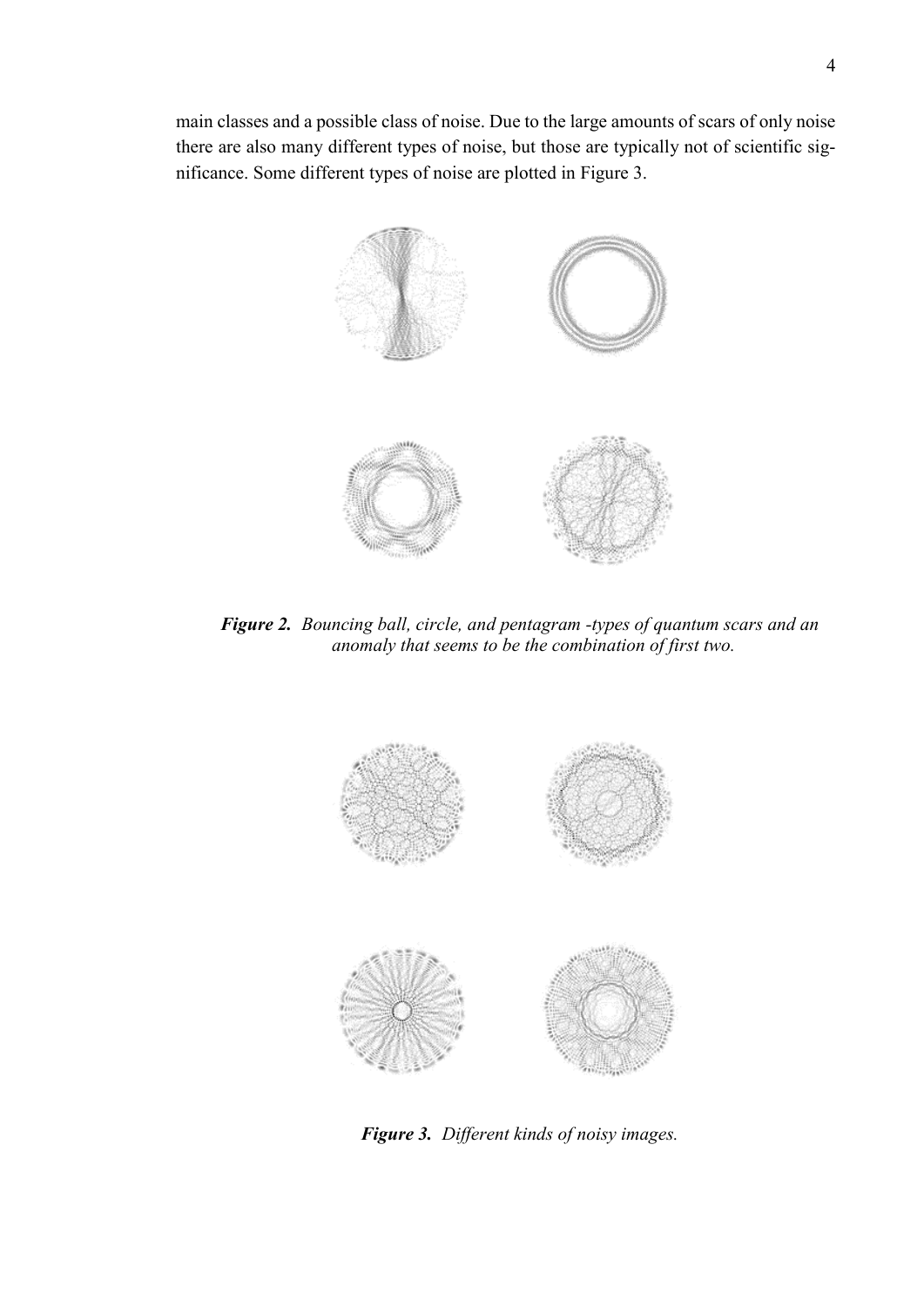main classes and a possible class of noise. Due to the large amounts of scars of only noise there are also many different types of noise, but those are typically not of scientific significance. Some different types of noise are plotted in Figure 3.

***Figure 2.*** *Bouncing ball, circle, and pentagram -types of quantum scars and an anomaly that seems to be the combination of first two.*

***Figure 3.*** *Different kinds of noisy images.*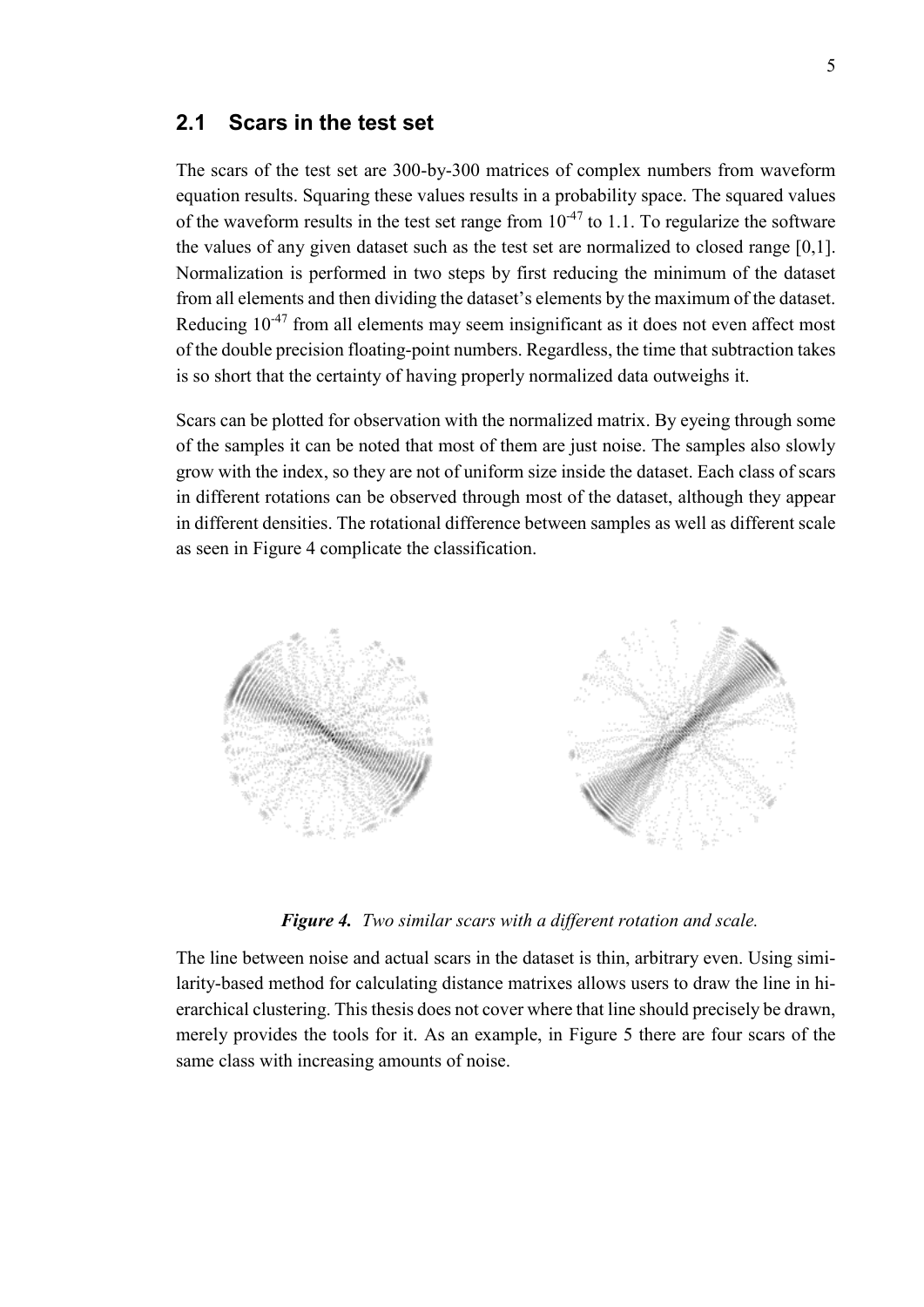## 2.1 Scars in the test set

The scars of the test set are 300-by-300 matrices of complex numbers from waveform equation results. Squaring these values results in a probability space. The squared values of the waveform results in the test set range from $10^{-47}$ to 1.1. To regularize the software the values of any given dataset such as the test set are normalized to closed range [0,1]. Normalization is performed in two steps by first reducing the minimum of the dataset from all elements and then dividing the dataset's elements by the maximum of the dataset. Reducing $10^{-47}$ from all elements may seem insignificant as it does not even affect most of the double precision floating-point numbers. Regardless, the time that subtraction takes is so short that the certainty of having properly normalized data outweighs it.

Scars can be plotted for observation with the normalized matrix. By eyeing through some of the samples it can be noted that most of them are just noise. The samples also slowly grow with the index, so they are not of uniform size inside the dataset. Each class of scars in different rotations can be observed through most of the dataset, although they appear in different densities. The rotational difference between samples as well as different scale as seen in Figure 4 complicate the classification.

***Figure 4.*** *Two similar scars with a different rotation and scale.*

The line between noise and actual scars in the dataset is thin, arbitrary even. Using similarity-based method for calculating distance matrixes allows users to draw the line in hierarchical clustering. This thesis does not cover where that line should precisely be drawn, merely provides the tools for it. As an example, in Figure 5 there are four scars of the same class with increasing amounts of noise.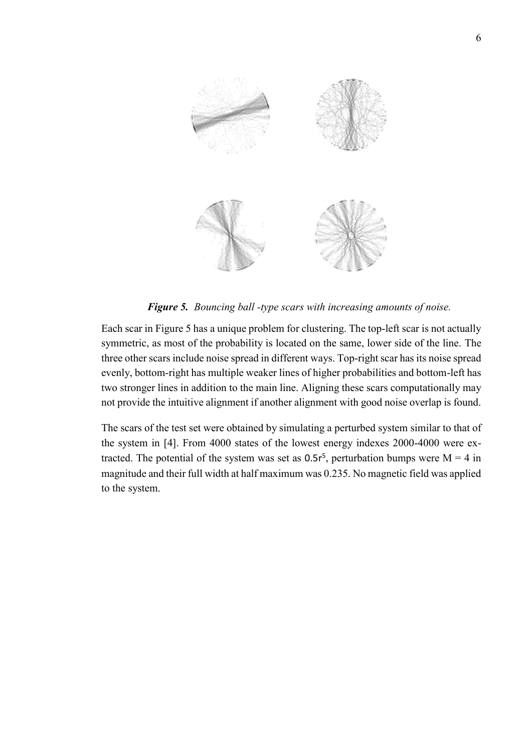***Figure 5.*** *Bouncing ball -type scars with increasing amounts of noise.*

Each scar in Figure 5 has a unique problem for clustering. The top-left scar is not actually symmetric, as most of the probability is located on the same, lower side of the line. The three other scars include noise spread in different ways. Top-right scar has its noise spread evenly, bottom-right has multiple weaker lines of higher probabilities and bottom-left has two stronger lines in addition to the main line. Aligning these scars computationally may not provide the intuitive alignment if another alignment with good noise overlap is found.

The scars of the test set were obtained by simulating a perturbed system similar to that of the system in [4]. From 4000 states of the lowest energy indexes 2000-4000 were extracted. The potential of the system was set as $0.5r^5$, perturbation bumps were $M = 4$ in magnitude and their full width at half maximum was 0.235. No magnetic field was applied to the system.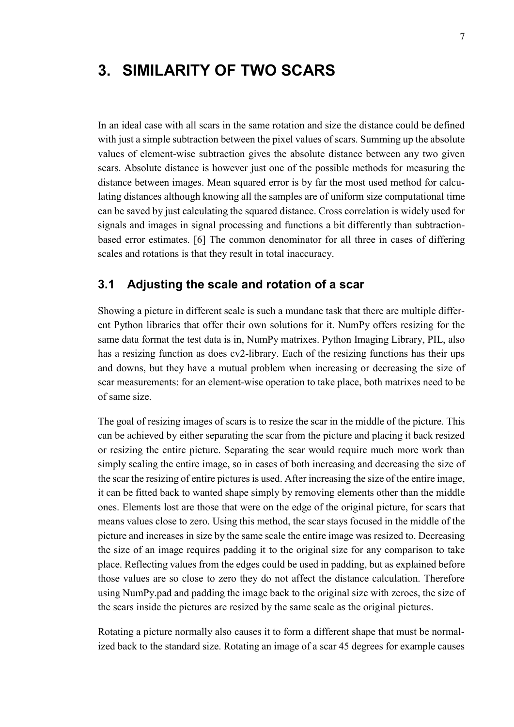# 3. SIMILARITY OF TWO SCARS

In an ideal case with all scars in the same rotation and size the distance could be defined with just a simple subtraction between the pixel values of scars. Summing up the absolute values of element-wise subtraction gives the absolute distance between any two given scars. Absolute distance is however just one of the possible methods for measuring the distance between images. Mean squared error is by far the most used method for calculating distances although knowing all the samples are of uniform size computational time can be saved by just calculating the squared distance. Cross correlation is widely used for signals and images in signal processing and functions a bit differently than subtraction-based error estimates. [6] The common denominator for all three in cases of differing scales and rotations is that they result in total inaccuracy.

## 3.1 Adjusting the scale and rotation of a scar

Showing a picture in different scale is such a mundane task that there are multiple different Python libraries that offer their own solutions for it. NumPy offers resizing for the same data format the test data is in, NumPy matrixes. Python Imaging Library, PIL, also has a resizing function as does cv2-library. Each of the resizing functions has their ups and downs, but they have a mutual problem when increasing or decreasing the size of scar measurements: for an element-wise operation to take place, both matrixes need to be of same size.

The goal of resizing images of scars is to resize the scar in the middle of the picture. This can be achieved by either separating the scar from the picture and placing it back resized or resizing the entire picture. Separating the scar would require much more work than simply scaling the entire image, so in cases of both increasing and decreasing the size of the scar the resizing of entire pictures is used. After increasing the size of the entire image, it can be fitted back to wanted shape simply by removing elements other than the middle ones. Elements lost are those that were on the edge of the original picture, for scars that means values close to zero. Using this method, the scar stays focused in the middle of the picture and increases in size by the same scale the entire image was resized to. Decreasing the size of an image requires padding it to the original size for any comparison to take place. Reflecting values from the edges could be used in padding, but as explained before those values are so close to zero they do not affect the distance calculation. Therefore using NumPy.pad and padding the image back to the original size with zeroes, the size of the scars inside the pictures are resized by the same scale as the original pictures.

Rotating a picture normally also causes it to form a different shape that must be normalized back to the standard size. Rotating an image of a scar 45 degrees for example causes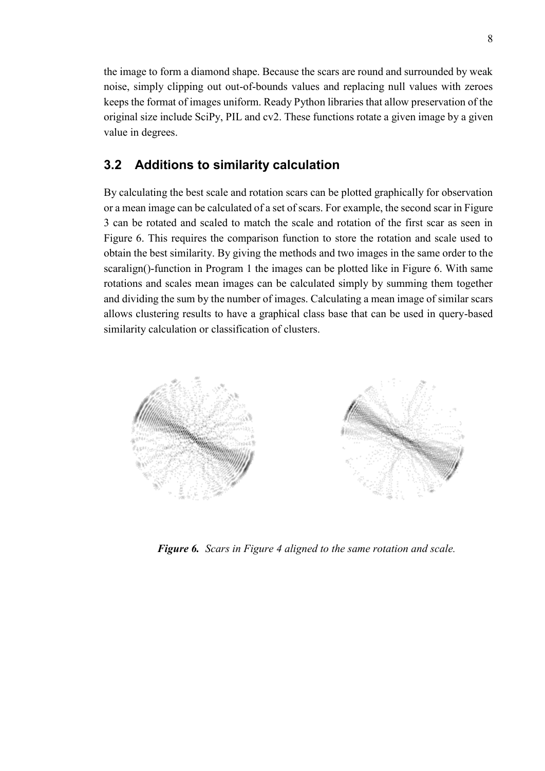the image to form a diamond shape. Because the scars are round and surrounded by weak noise, simply clipping out out-of-bounds values and replacing null values with zeroes keeps the format of images uniform. Ready Python libraries that allow preservation of the original size include SciPy, PIL and cv2. These functions rotate a given image by a given value in degrees.

## 3.2 Additions to similarity calculation

By calculating the best scale and rotation scars can be plotted graphically for observation or a mean image can be calculated of a set of scars. For example, the second scar in Figure 3 can be rotated and scaled to match the scale and rotation of the first scar as seen in Figure 6. This requires the comparison function to store the rotation and scale used to obtain the best similarity. By giving the methods and two images in the same order to the scaralign()-function in Program 1 the images can be plotted like in Figure 6. With same rotations and scales mean images can be calculated simply by summing them together and dividing the sum by the number of images. Calculating a mean image of similar scars allows clustering results to have a graphical class base that can be used in query-based similarity calculation or classification of clusters.

***Figure 6.*** *Scars in Figure 4 aligned to the same rotation and scale.*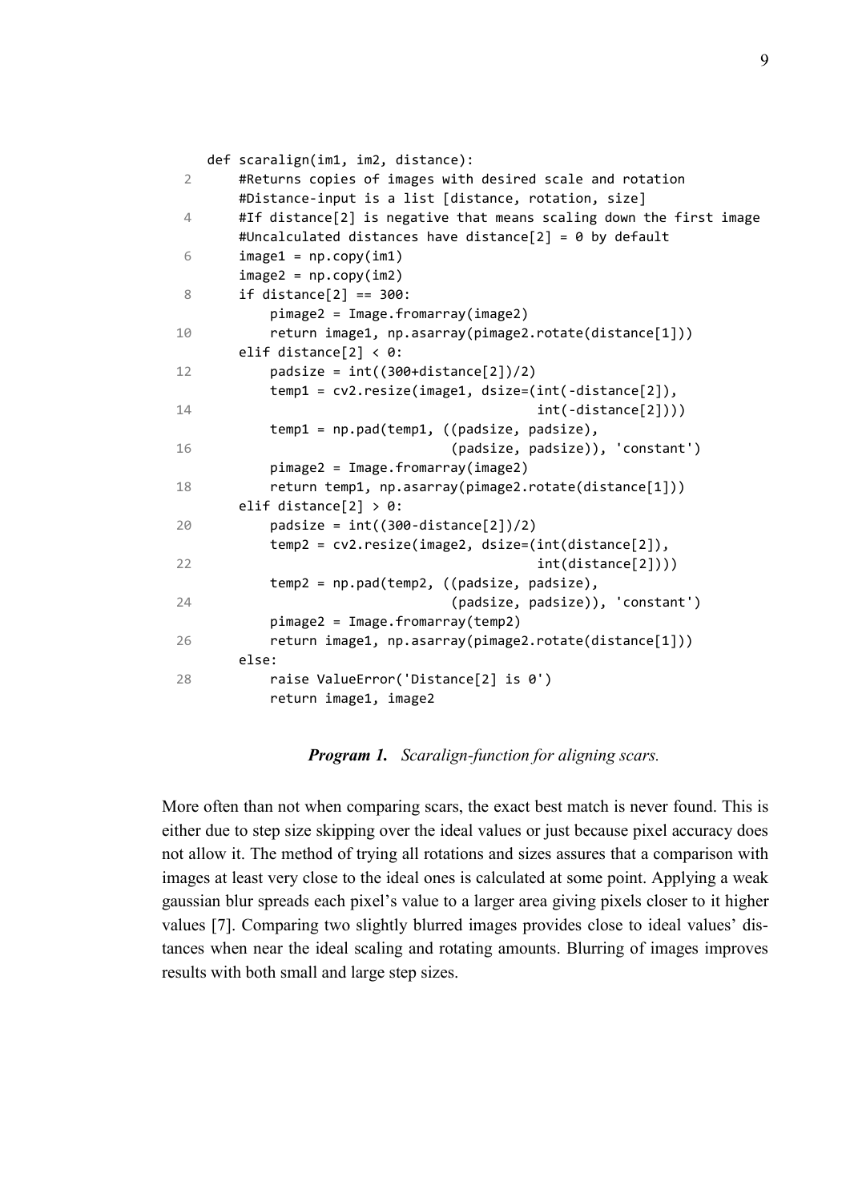```python
def scaralign(im1, im2, distance):
    #Returns copies of images with desired scale and rotation
    #Distance-input is a list [distance, rotation, size]
    #If distance[2] is negative that means scaling down the first image
    #Uncalculated distances have distance[2] = 0 by default
    image1 = np.copy(im1)
    image2 = np.copy(im2)
    if distance[2] == 300:
        pimage2 = Image.fromarray(image2)
        return image1, np.asarray(pimage2.rotate(distance[1]))
    elif distance[2] < 0:
        padsize = int((300+distance[2])/2)
        temp1 = cv2.resize(image1, dsize=(int(-distance[2]),
                                          int(-distance[2])))
        temp1 = np.pad(temp1, ((padsize, padsize),
                               (padsize, padsize)), 'constant')
        pimage2 = Image.fromarray(image2)
        return temp1, np.asarray(pimage2.rotate(distance[1]))
    elif distance[2] > 0:
        padsize = int((300-distance[2])/2)
        temp2 = cv2.resize(image2, dsize=(int(distance[2]),
                                          int(distance[2])))
        temp2 = np.pad(temp2, ((padsize, padsize),
                               (padsize, padsize)), 'constant')
        pimage2 = Image.fromarray(temp2)
        return image1, np.asarray(pimage2.rotate(distance[1]))
    else:
        raise ValueError('Distance[2] is 0')
        return image1, image2
```

***Program 1.*** *Scaralign-function for aligning scars.*

More often than not when comparing scars, the exact best match is never found. This is either due to step size skipping over the ideal values or just because pixel accuracy does not allow it. The method of trying all rotations and sizes assures that a comparison with images at least very close to the ideal ones is calculated at some point. Applying a weak gaussian blur spreads each pixel's value to a larger area giving pixels closer to it higher values [7]. Comparing two slightly blurred images provides close to ideal values' distances when near the ideal scaling and rotating amounts. Blurring of images improves results with both small and large step sizes.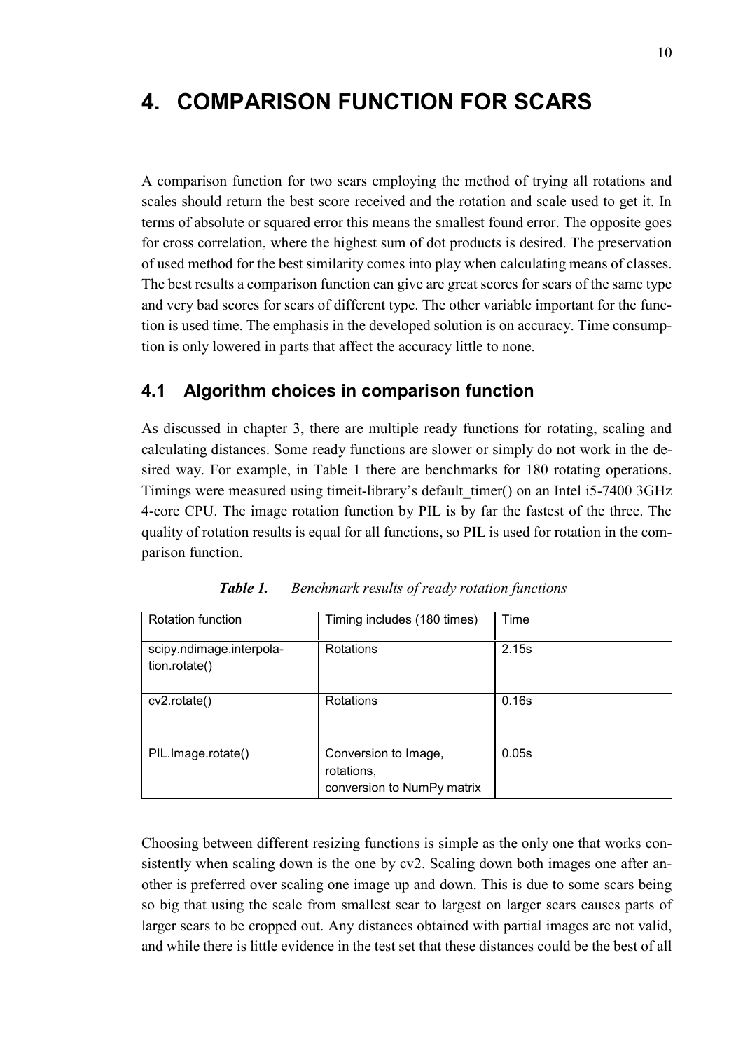# 4. COMPARISON FUNCTION FOR SCARS

A comparison function for two scars employing the method of trying all rotations and scales should return the best score received and the rotation and scale used to get it. In terms of absolute or squared error this means the smallest found error. The opposite goes for cross correlation, where the highest sum of dot products is desired. The preservation of used method for the best similarity comes into play when calculating means of classes. The best results a comparison function can give are great scores for scars of the same type and very bad scores for scars of different type. The other variable important for the function is used time. The emphasis in the developed solution is on accuracy. Time consumption is only lowered in parts that affect the accuracy little to none.

## 4.1 Algorithm choices in comparison function

As discussed in chapter 3, there are multiple ready functions for rotating, scaling and calculating distances. Some ready functions are slower or simply do not work in the desired way. For example, in Table 1 there are benchmarks for 180 rotating operations. Timings were measured using timeit-library's default_timer() on an Intel i5-7400 3GHz 4-core CPU. The image rotation function by PIL is by far the fastest of the three. The quality of rotation results is equal for all functions, so PIL is used for rotation in the comparison function.

***Table 1.*** *Benchmark results of ready rotation functions*

| Rotation function | Timing includes (180 times) | Time |
|---|---|---|
| scipy.ndimage.interpolation.rotate() | Rotations | 2.15s |
| cv2.rotate() | Rotations | 0.16s |
| PIL.Image.rotate() | Conversion to Image, rotations, conversion to NumPy matrix | 0.05s |

Choosing between different resizing functions is simple as the only one that works consistently when scaling down is the one by cv2. Scaling down both images one after another is preferred over scaling one image up and down. This is due to some scars being so big that using the scale from smallest scar to largest on larger scars causes parts of larger scars to be cropped out. Any distances obtained with partial images are not valid, and while there is little evidence in the test set that these distances could be the best of all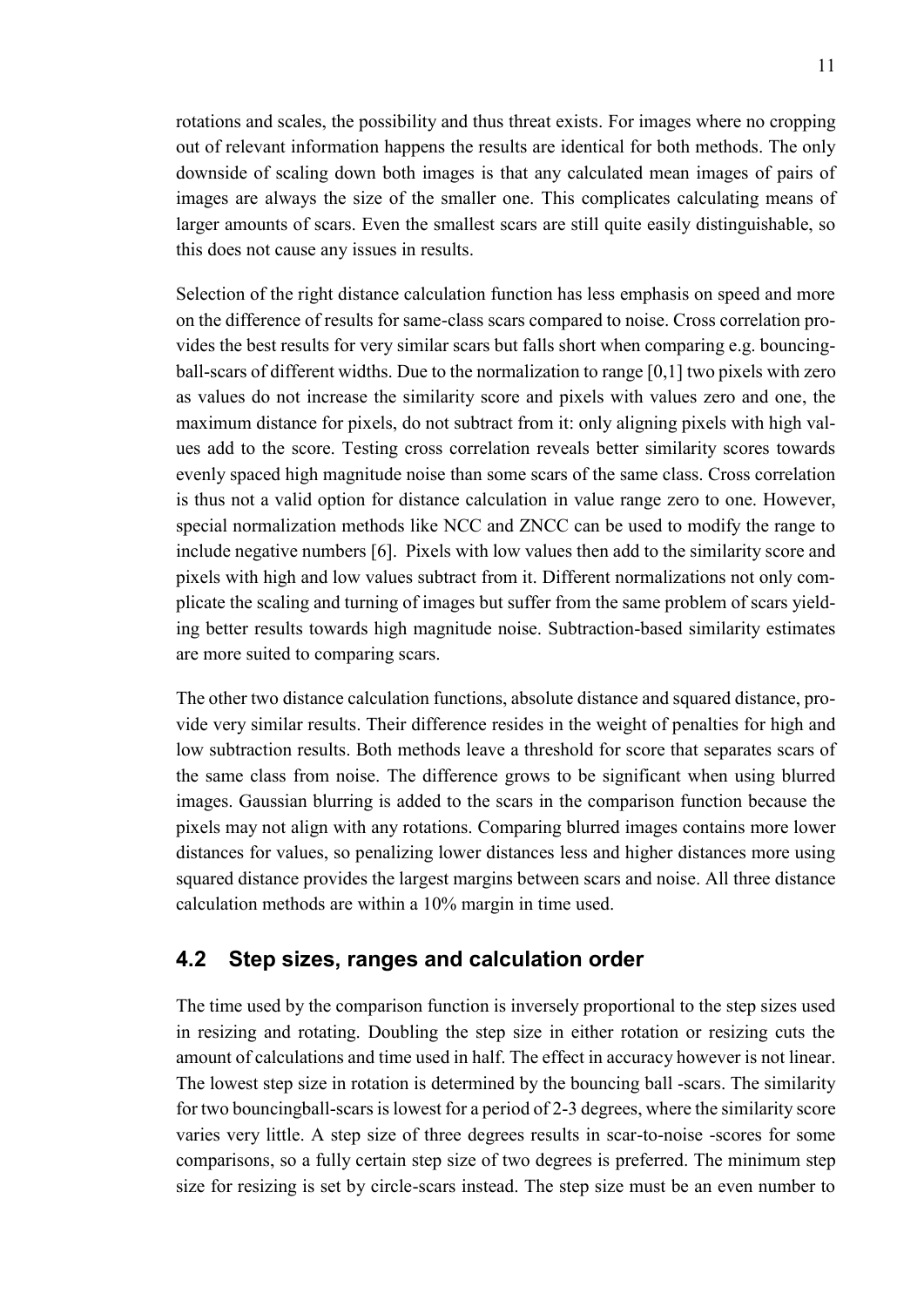rotations and scales, the possibility and thus threat exists. For images where no cropping out of relevant information happens the results are identical for both methods. The only downside of scaling down both images is that any calculated mean images of pairs of images are always the size of the smaller one. This complicates calculating means of larger amounts of scars. Even the smallest scars are still quite easily distinguishable, so this does not cause any issues in results.

Selection of the right distance calculation function has less emphasis on speed and more on the difference of results for same-class scars compared to noise. Cross correlation provides the best results for very similar scars but falls short when comparing e.g. bouncing-ball-scars of different widths. Due to the normalization to range [0,1] two pixels with zero as values do not increase the similarity score and pixels with values zero and one, the maximum distance for pixels, do not subtract from it: only aligning pixels with high values add to the score. Testing cross correlation reveals better similarity scores towards evenly spaced high magnitude noise than some scars of the same class. Cross correlation is thus not a valid option for distance calculation in value range zero to one. However, special normalization methods like NCC and ZNCC can be used to modify the range to include negative numbers [6]. Pixels with low values then add to the similarity score and pixels with high and low values subtract from it. Different normalizations not only complicate the scaling and turning of images but suffer from the same problem of scars yielding better results towards high magnitude noise. Subtraction-based similarity estimates are more suited to comparing scars.

The other two distance calculation functions, absolute distance and squared distance, provide very similar results. Their difference resides in the weight of penalties for high and low subtraction results. Both methods leave a threshold for score that separates scars of the same class from noise. The difference grows to be significant when using blurred images. Gaussian blurring is added to the scars in the comparison function because the pixels may not align with any rotations. Comparing blurred images contains more lower distances for values, so penalizing lower distances less and higher distances more using squared distance provides the largest margins between scars and noise. All three distance calculation methods are within a 10% margin in time used.

## 4.2 Step sizes, ranges and calculation order

The time used by the comparison function is inversely proportional to the step sizes used in resizing and rotating. Doubling the step size in either rotation or resizing cuts the amount of calculations and time used in half. The effect in accuracy however is not linear. The lowest step size in rotation is determined by the bouncing ball -scars. The similarity for two bouncingball-scars is lowest for a period of 2-3 degrees, where the similarity score varies very little. A step size of three degrees results in scar-to-noise -scores for some comparisons, so a fully certain step size of two degrees is preferred. The minimum step size for resizing is set by circle-scars instead. The step size must be an even number to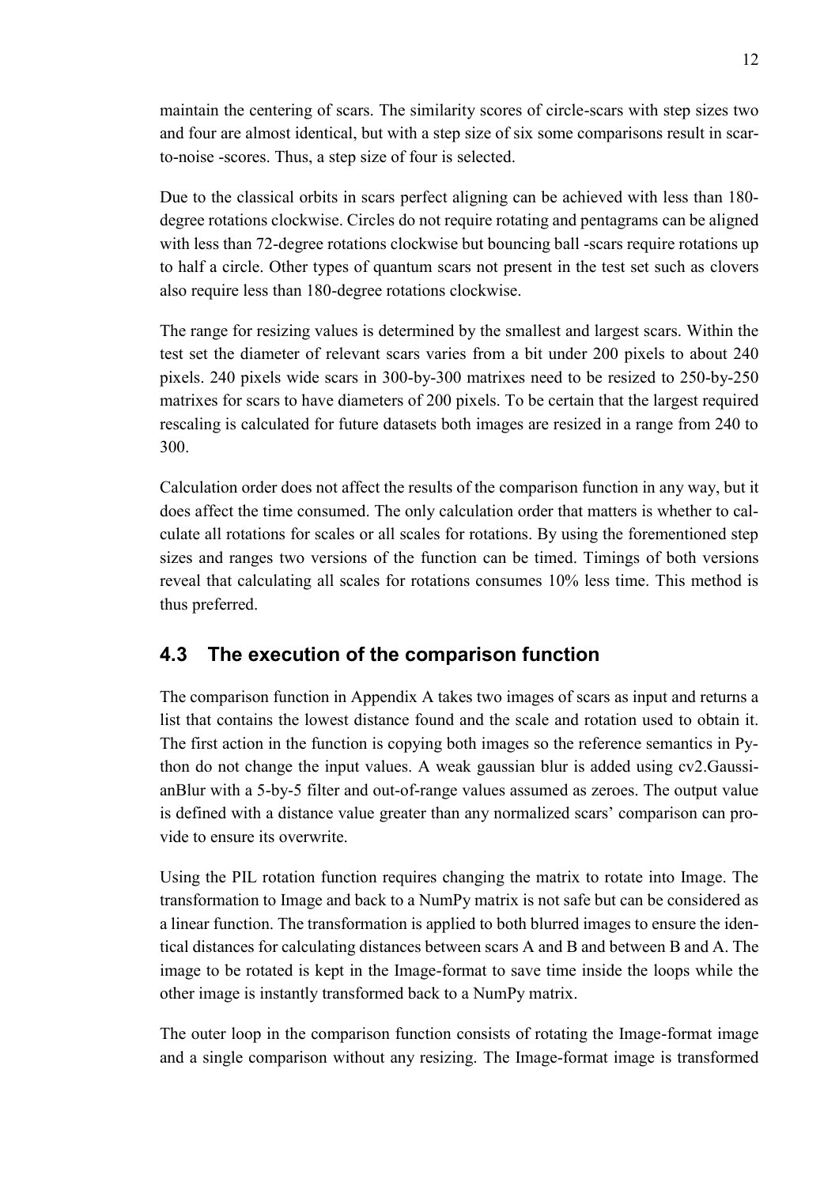maintain the centering of scars. The similarity scores of circle-scars with step sizes two and four are almost identical, but with a step size of six some comparisons result in scar-to-noise -scores. Thus, a step size of four is selected.

Due to the classical orbits in scars perfect aligning can be achieved with less than 180-degree rotations clockwise. Circles do not require rotating and pentagrams can be aligned with less than 72-degree rotations clockwise but bouncing ball -scars require rotations up to half a circle. Other types of quantum scars not present in the test set such as clovers also require less than 180-degree rotations clockwise.

The range for resizing values is determined by the smallest and largest scars. Within the test set the diameter of relevant scars varies from a bit under 200 pixels to about 240 pixels. 240 pixels wide scars in 300-by-300 matrixes need to be resized to 250-by-250 matrixes for scars to have diameters of 200 pixels. To be certain that the largest required rescaling is calculated for future datasets both images are resized in a range from 240 to 300.

Calculation order does not affect the results of the comparison function in any way, but it does affect the time consumed. The only calculation order that matters is whether to calculate all rotations for scales or all scales for rotations. By using the forementioned step sizes and ranges two versions of the function can be timed. Timings of both versions reveal that calculating all scales for rotations consumes 10% less time. This method is thus preferred.

## 4.3 The execution of the comparison function

The comparison function in Appendix A takes two images of scars as input and returns a list that contains the lowest distance found and the scale and rotation used to obtain it. The first action in the function is copying both images so the reference semantics in Python do not change the input values. A weak gaussian blur is added using cv2.GaussianBlur with a 5-by-5 filter and out-of-range values assumed as zeroes. The output value is defined with a distance value greater than any normalized scars' comparison can provide to ensure its overwrite.

Using the PIL rotation function requires changing the matrix to rotate into Image. The transformation to Image and back to a NumPy matrix is not safe but can be considered as a linear function. The transformation is applied to both blurred images to ensure the identical distances for calculating distances between scars A and B and between B and A. The image to be rotated is kept in the Image-format to save time inside the loops while the other image is instantly transformed back to a NumPy matrix.

The outer loop in the comparison function consists of rotating the Image-format image and a single comparison without any resizing. The Image-format image is transformed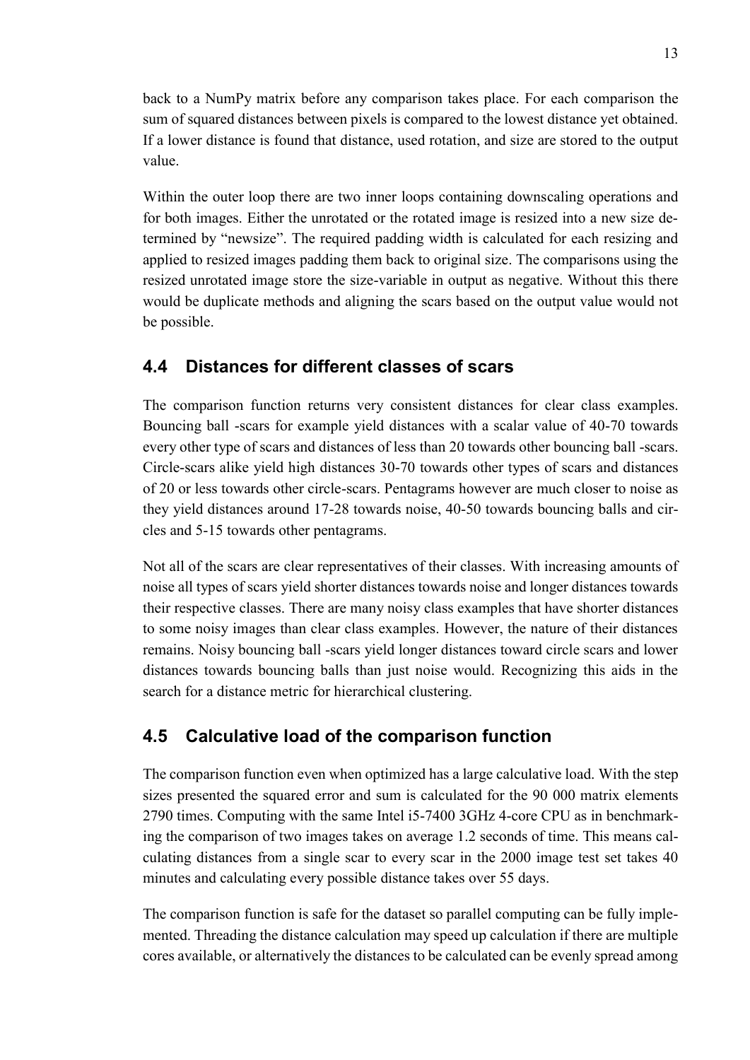back to a NumPy matrix before any comparison takes place. For each comparison the sum of squared distances between pixels is compared to the lowest distance yet obtained. If a lower distance is found that distance, used rotation, and size are stored to the output value.

Within the outer loop there are two inner loops containing downscaling operations and for both images. Either the unrotated or the rotated image is resized into a new size determined by "newsize". The required padding width is calculated for each resizing and applied to resized images padding them back to original size. The comparisons using the resized unrotated image store the size-variable in output as negative. Without this there would be duplicate methods and aligning the scars based on the output value would not be possible.

## 4.4 Distances for different classes of scars

The comparison function returns very consistent distances for clear class examples. Bouncing ball -scars for example yield distances with a scalar value of 40-70 towards every other type of scars and distances of less than 20 towards other bouncing ball -scars. Circle-scars alike yield high distances 30-70 towards other types of scars and distances of 20 or less towards other circle-scars. Pentagrams however are much closer to noise as they yield distances around 17-28 towards noise, 40-50 towards bouncing balls and circles and 5-15 towards other pentagrams.

Not all of the scars are clear representatives of their classes. With increasing amounts of noise all types of scars yield shorter distances towards noise and longer distances towards their respective classes. There are many noisy class examples that have shorter distances to some noisy images than clear class examples. However, the nature of their distances remains. Noisy bouncing ball -scars yield longer distances toward circle scars and lower distances towards bouncing balls than just noise would. Recognizing this aids in the search for a distance metric for hierarchical clustering.

## 4.5 Calculative load of the comparison function

The comparison function even when optimized has a large calculative load. With the step sizes presented the squared error and sum is calculated for the 90 000 matrix elements 2790 times. Computing with the same Intel i5-7400 3GHz 4-core CPU as in benchmarking the comparison of two images takes on average 1.2 seconds of time. This means calculating distances from a single scar to every scar in the 2000 image test set takes 40 minutes and calculating every possible distance takes over 55 days.

The comparison function is safe for the dataset so parallel computing can be fully implemented. Threading the distance calculation may speed up calculation if there are multiple cores available, or alternatively the distances to be calculated can be evenly spread among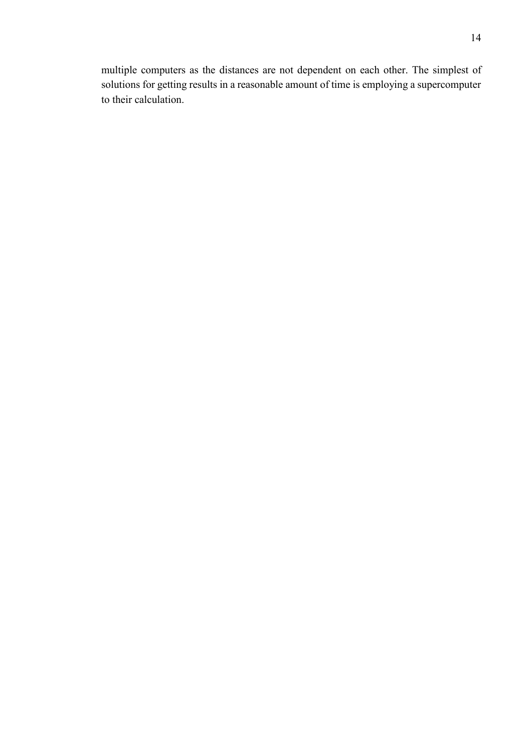multiple computers as the distances are not dependent on each other. The simplest of solutions for getting results in a reasonable amount of time is employing a supercomputer to their calculation.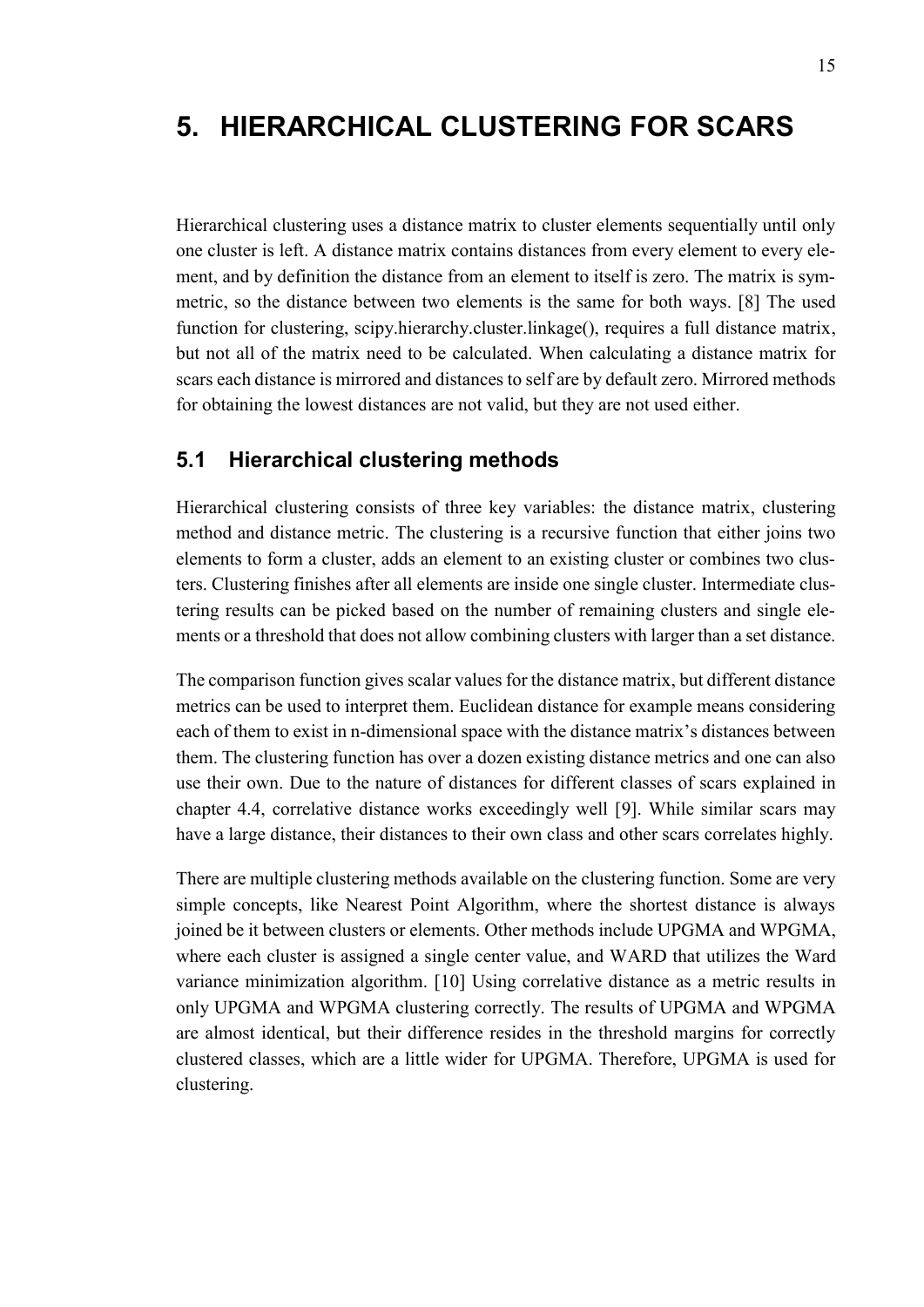# 5. HIERARCHICAL CLUSTERING FOR SCARS

Hierarchical clustering uses a distance matrix to cluster elements sequentially until only one cluster is left. A distance matrix contains distances from every element to every element, and by definition the distance from an element to itself is zero. The matrix is symmetric, so the distance between two elements is the same for both ways. [8] The used function for clustering, scipy.hierarchy.cluster.linkage(), requires a full distance matrix, but not all of the matrix need to be calculated. When calculating a distance matrix for scars each distance is mirrored and distances to self are by default zero. Mirrored methods for obtaining the lowest distances are not valid, but they are not used either.

## 5.1 Hierarchical clustering methods

Hierarchical clustering consists of three key variables: the distance matrix, clustering method and distance metric. The clustering is a recursive function that either joins two elements to form a cluster, adds an element to an existing cluster or combines two clusters. Clustering finishes after all elements are inside one single cluster. Intermediate clustering results can be picked based on the number of remaining clusters and single elements or a threshold that does not allow combining clusters with larger than a set distance.

The comparison function gives scalar values for the distance matrix, but different distance metrics can be used to interpret them. Euclidean distance for example means considering each of them to exist in n-dimensional space with the distance matrix's distances between them. The clustering function has over a dozen existing distance metrics and one can also use their own. Due to the nature of distances for different classes of scars explained in chapter 4.4, correlative distance works exceedingly well [9]. While similar scars may have a large distance, their distances to their own class and other scars correlates highly.

There are multiple clustering methods available on the clustering function. Some are very simple concepts, like Nearest Point Algorithm, where the shortest distance is always joined be it between clusters or elements. Other methods include UPGMA and WPGMA, where each cluster is assigned a single center value, and WARD that utilizes the Ward variance minimization algorithm. [10] Using correlative distance as a metric results in only UPGMA and WPGMA clustering correctly. The results of UPGMA and WPGMA are almost identical, but their difference resides in the threshold margins for correctly clustered classes, which are a little wider for UPGMA. Therefore, UPGMA is used for clustering.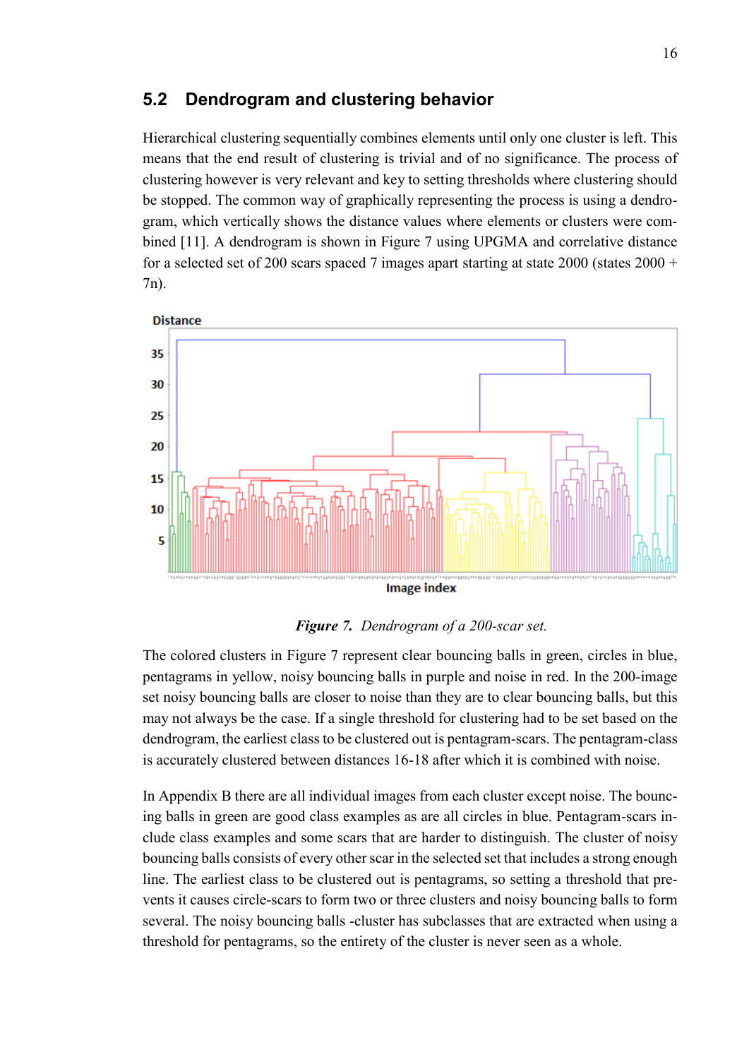## 5.2 Dendrogram and clustering behavior

Hierarchical clustering sequentially combines elements until only one cluster is left. This means that the end result of clustering is trivial and of no significance. The process of clustering however is very relevant and key to setting thresholds where clustering should be stopped. The common way of graphically representing the process is using a dendrogram, which vertically shows the distance values where elements or clusters were combined [11]. A dendrogram is shown in Figure 7 using UPGMA and correlative distance for a selected set of 200 scars spaced 7 images apart starting at state 2000 (states 2000 + 7n).

***Figure 7.*** *Dendrogram of a 200-scar set.*

The colored clusters in Figure 7 represent clear bouncing balls in green, circles in blue, pentagrams in yellow, noisy bouncing balls in purple and noise in red. In the 200-image set noisy bouncing balls are closer to noise than they are to clear bouncing balls, but this may not always be the case. If a single threshold for clustering had to be set based on the dendrogram, the earliest class to be clustered out is pentagram-scars. The pentagram-class is accurately clustered between distances 16-18 after which it is combined with noise.

In Appendix B there are all individual images from each cluster except noise. The bouncing balls in green are good class examples as are all circles in blue. Pentagram-scars include class examples and some scars that are harder to distinguish. The cluster of noisy bouncing balls consists of every other scar in the selected set that includes a strong enough line. The earliest class to be clustered out is pentagrams, so setting a threshold that prevents it causes circle-scars to form two or three clusters and noisy bouncing balls to form several. The noisy bouncing balls -cluster has subclasses that are extracted when using a threshold for pentagrams, so the entirety of the cluster is never seen as a whole.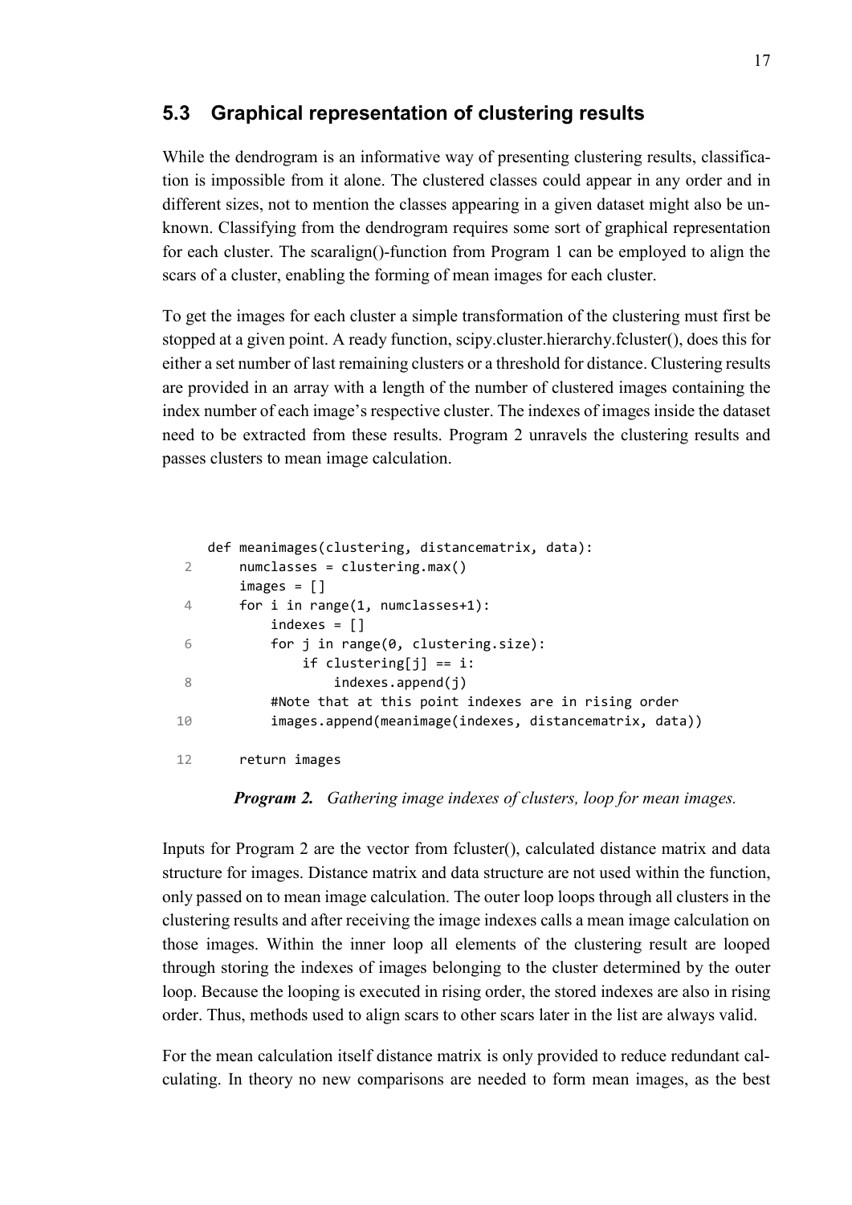## 5.3 Graphical representation of clustering results

While the dendrogram is an informative way of presenting clustering results, classification is impossible from it alone. The clustered classes could appear in any order and in different sizes, not to mention the classes appearing in a given dataset might also be unknown. Classifying from the dendrogram requires some sort of graphical representation for each cluster. The scaralign()-function from Program 1 can be employed to align the scars of a cluster, enabling the forming of mean images for each cluster.

To get the images for each cluster a simple transformation of the clustering must first be stopped at a given point. A ready function, scipy.cluster.hierarchy.fcluster(), does this for either a set number of last remaining clusters or a threshold for distance. Clustering results are provided in an array with a length of the number of clustered images containing the index number of each image's respective cluster. The indexes of images inside the dataset need to be extracted from these results. Program 2 unravels the clustering results and passes clusters to mean image calculation.

```
def meanimages(clustering, distancematrix, data):
    numclasses = clustering.max()
    images = []
    for i in range(1, numclasses+1):
        indexes = []
        for j in range(0, clustering.size):
            if clustering[j] == i:
                indexes.append(j)
        #Note that at this point indexes are in rising order
        images.append(meanimage(indexes, distancematrix, data))

    return images
```

***Program 2.*** *Gathering image indexes of clusters, loop for mean images.*

Inputs for Program 2 are the vector from fcluster(), calculated distance matrix and data structure for images. Distance matrix and data structure are not used within the function, only passed on to mean image calculation. The outer loop loops through all clusters in the clustering results and after receiving the image indexes calls a mean image calculation on those images. Within the inner loop all elements of the clustering result are looped through storing the indexes of images belonging to the cluster determined by the outer loop. Because the looping is executed in rising order, the stored indexes are also in rising order. Thus, methods used to align scars to other scars later in the list are always valid.

For the mean calculation itself distance matrix is only provided to reduce redundant calculating. In theory no new comparisons are needed to form mean images, as the best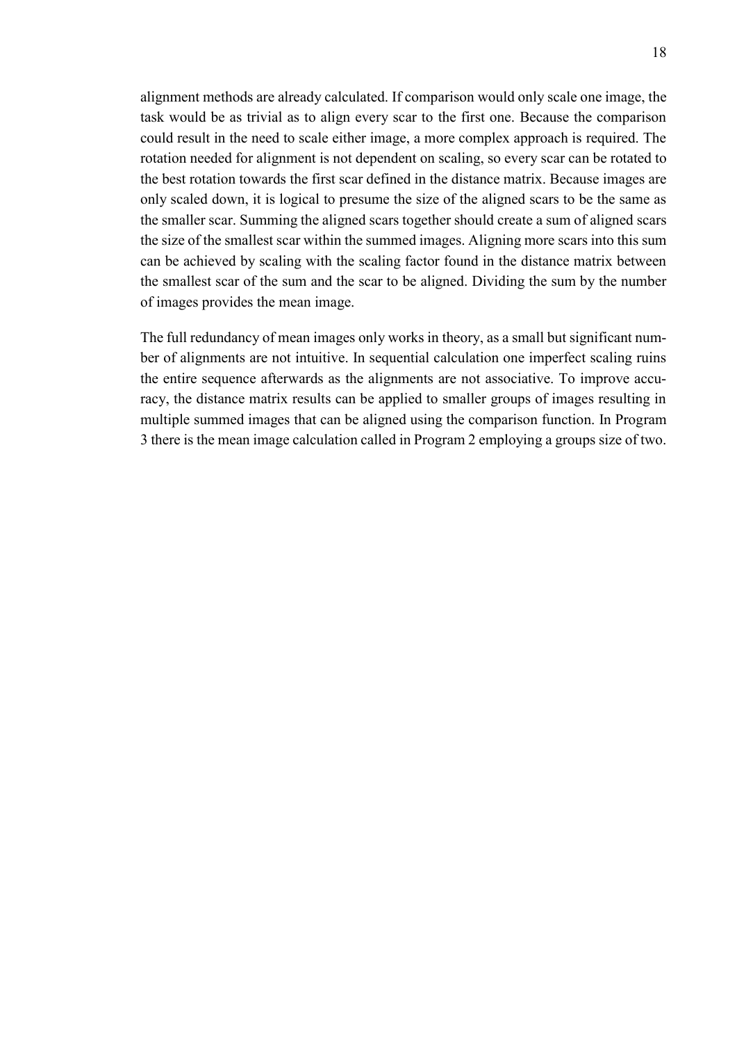alignment methods are already calculated. If comparison would only scale one image, the task would be as trivial as to align every scar to the first one. Because the comparison could result in the need to scale either image, a more complex approach is required. The rotation needed for alignment is not dependent on scaling, so every scar can be rotated to the best rotation towards the first scar defined in the distance matrix. Because images are only scaled down, it is logical to presume the size of the aligned scars to be the same as the smaller scar. Summing the aligned scars together should create a sum of aligned scars the size of the smallest scar within the summed images. Aligning more scars into this sum can be achieved by scaling with the scaling factor found in the distance matrix between the smallest scar of the sum and the scar to be aligned. Dividing the sum by the number of images provides the mean image.

The full redundancy of mean images only works in theory, as a small but significant number of alignments are not intuitive. In sequential calculation one imperfect scaling ruins the entire sequence afterwards as the alignments are not associative. To improve accuracy, the distance matrix results can be applied to smaller groups of images resulting in multiple summed images that can be aligned using the comparison function. In Program 3 there is the mean image calculation called in Program 2 employing a groups size of two.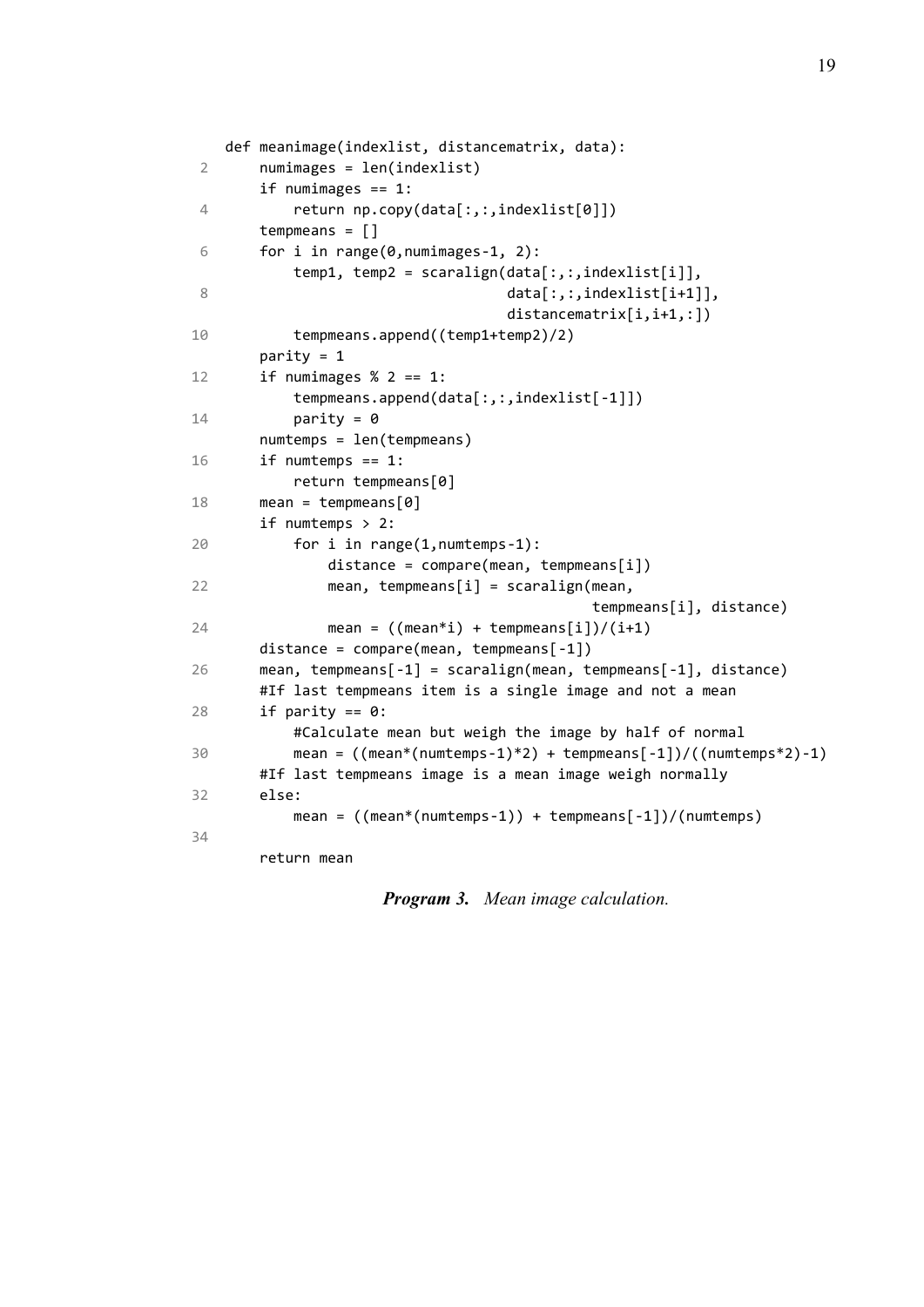```python
def meanimage(indexlist, distancematrix, data):
    numimages = len(indexlist)
    if numimages == 1:
        return np.copy(data[:,:,indexlist[0]])
    tempmeans = []
    for i in range(0,numimages-1, 2):
        temp1, temp2 = scaralign(data[:,:,indexlist[i]],
                                 data[:,:,indexlist[i+1]],
                                 distancematrix[i,i+1,:])
        tempmeans.append((temp1+temp2)/2)
    parity = 1
    if numimages % 2 == 1:
        tempmeans.append(data[:,:,indexlist[-1]])
        parity = 0
    numtemps = len(tempmeans)
    if numtemps == 1:
        return tempmeans[0]
    mean = tempmeans[0]
    if numtemps > 2:
        for i in range(1,numtemps-1):
            distance = compare(mean, tempmeans[i])
            mean, tempmeans[i] = scaralign(mean,
                                           tempmeans[i], distance)
            mean = ((mean*i) + tempmeans[i])/(i+1)
    distance = compare(mean, tempmeans[-1])
    mean, tempmeans[-1] = scaralign(mean, tempmeans[-1], distance)
    #If last tempmeans item is a single image and not a mean
    if parity == 0:
        #Calculate mean but weigh the image by half of normal
        mean = ((mean*(numtemps-1)*2) + tempmeans[-1])/((numtemps*2)-1)
    #If last tempmeans image is a mean image weigh normally
    else:
        mean = ((mean*(numtemps-1)) + tempmeans[-1])/(numtemps)

    return mean
```

***Program 3.*** *Mean image calculation.*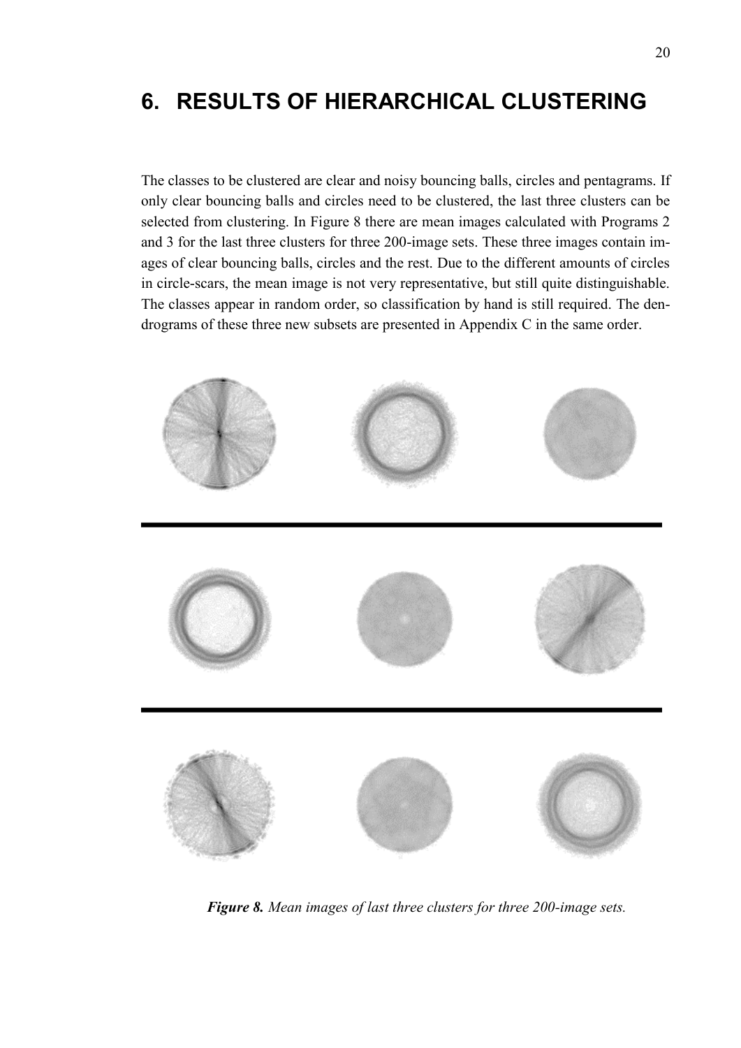# 6. RESULTS OF HIERARCHICAL CLUSTERING

The classes to be clustered are clear and noisy bouncing balls, circles and pentagrams. If only clear bouncing balls and circles need to be clustered, the last three clusters can be selected from clustering. In Figure 8 there are mean images calculated with Programs 2 and 3 for the last three clusters for three 200-image sets. These three images contain images of clear bouncing balls, circles and the rest. Due to the different amounts of circles in circle-scars, the mean image is not very representative, but still quite distinguishable. The classes appear in random order, so classification by hand is still required. The dendrograms of these three new subsets are presented in Appendix C in the same order.

***Figure 8.*** *Mean images of last three clusters for three 200-image sets.*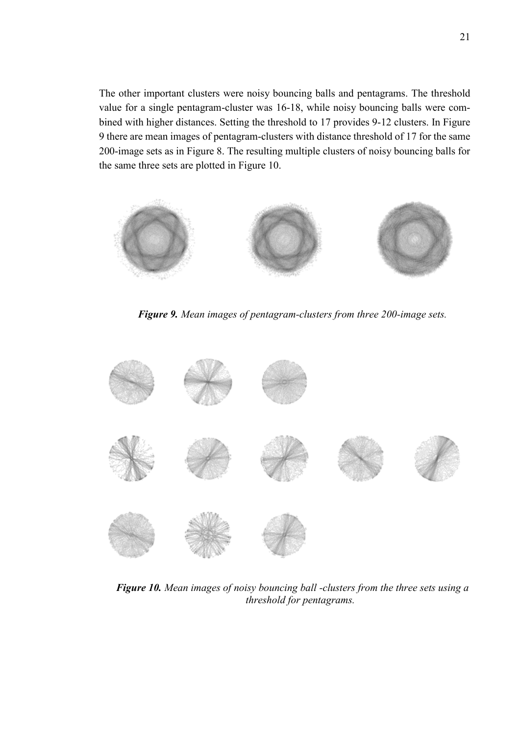The other important clusters were noisy bouncing balls and pentagrams. The threshold value for a single pentagram-cluster was 16-18, while noisy bouncing balls were combined with higher distances. Setting the threshold to 17 provides 9-12 clusters. In Figure 9 there are mean images of pentagram-clusters with distance threshold of 17 for the same 200-image sets as in Figure 8. The resulting multiple clusters of noisy bouncing balls for the same three sets are plotted in Figure 10.

***Figure 9.*** *Mean images of pentagram-clusters from three 200-image sets.*

***Figure 10.*** *Mean images of noisy bouncing ball -clusters from the three sets using a threshold for pentagrams.*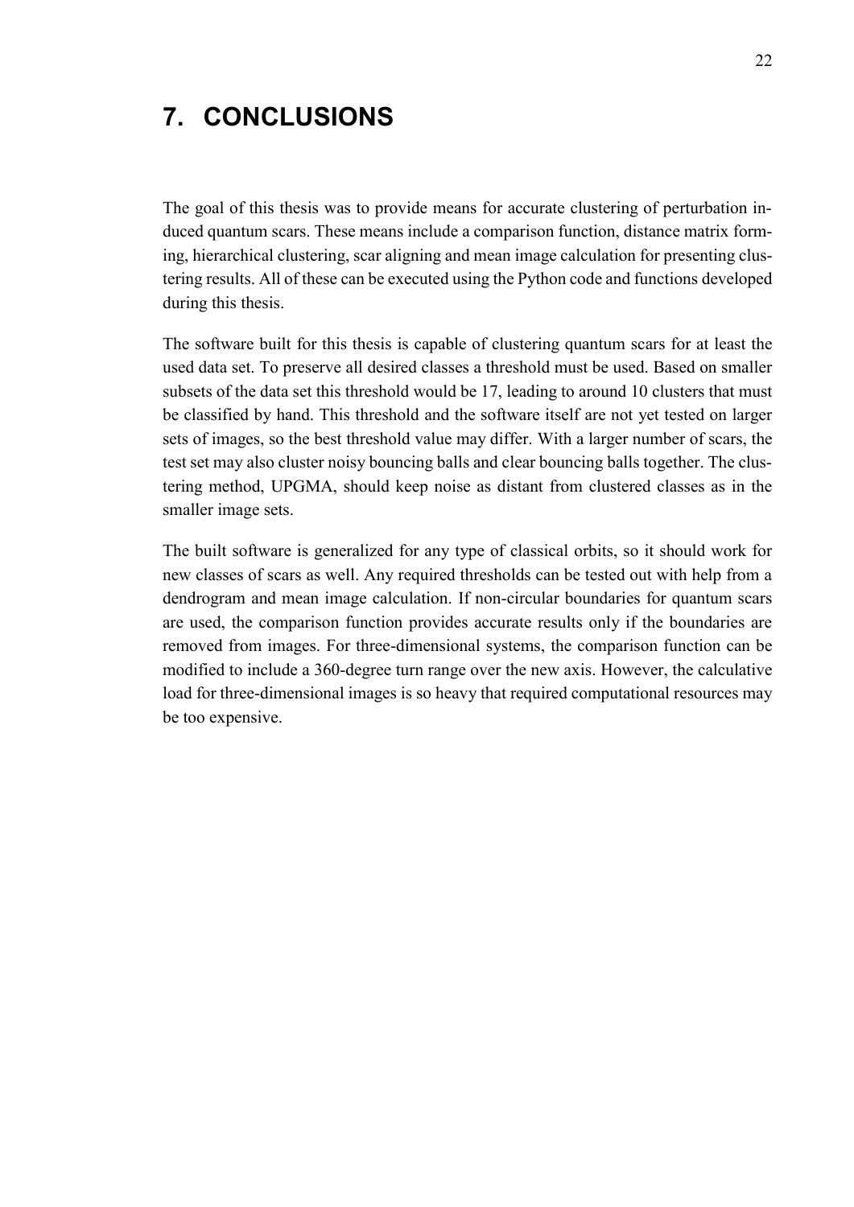# 7. CONCLUSIONS

The goal of this thesis was to provide means for accurate clustering of perturbation induced quantum scars. These means include a comparison function, distance matrix forming, hierarchical clustering, scar aligning and mean image calculation for presenting clustering results. All of these can be executed using the Python code and functions developed during this thesis.

The software built for this thesis is capable of clustering quantum scars for at least the used data set. To preserve all desired classes a threshold must be used. Based on smaller subsets of the data set this threshold would be 17, leading to around 10 clusters that must be classified by hand. This threshold and the software itself are not yet tested on larger sets of images, so the best threshold value may differ. With a larger number of scars, the test set may also cluster noisy bouncing balls and clear bouncing balls together. The clustering method, UPGMA, should keep noise as distant from clustered classes as in the smaller image sets.

The built software is generalized for any type of classical orbits, so it should work for new classes of scars as well. Any required thresholds can be tested out with help from a dendrogram and mean image calculation. If non-circular boundaries for quantum scars are used, the comparison function provides accurate results only if the boundaries are removed from images. For three-dimensional systems, the comparison function can be modified to include a 360-degree turn range over the new axis. However, the calculative load for three-dimensional images is so heavy that required computational resources may be too expensive.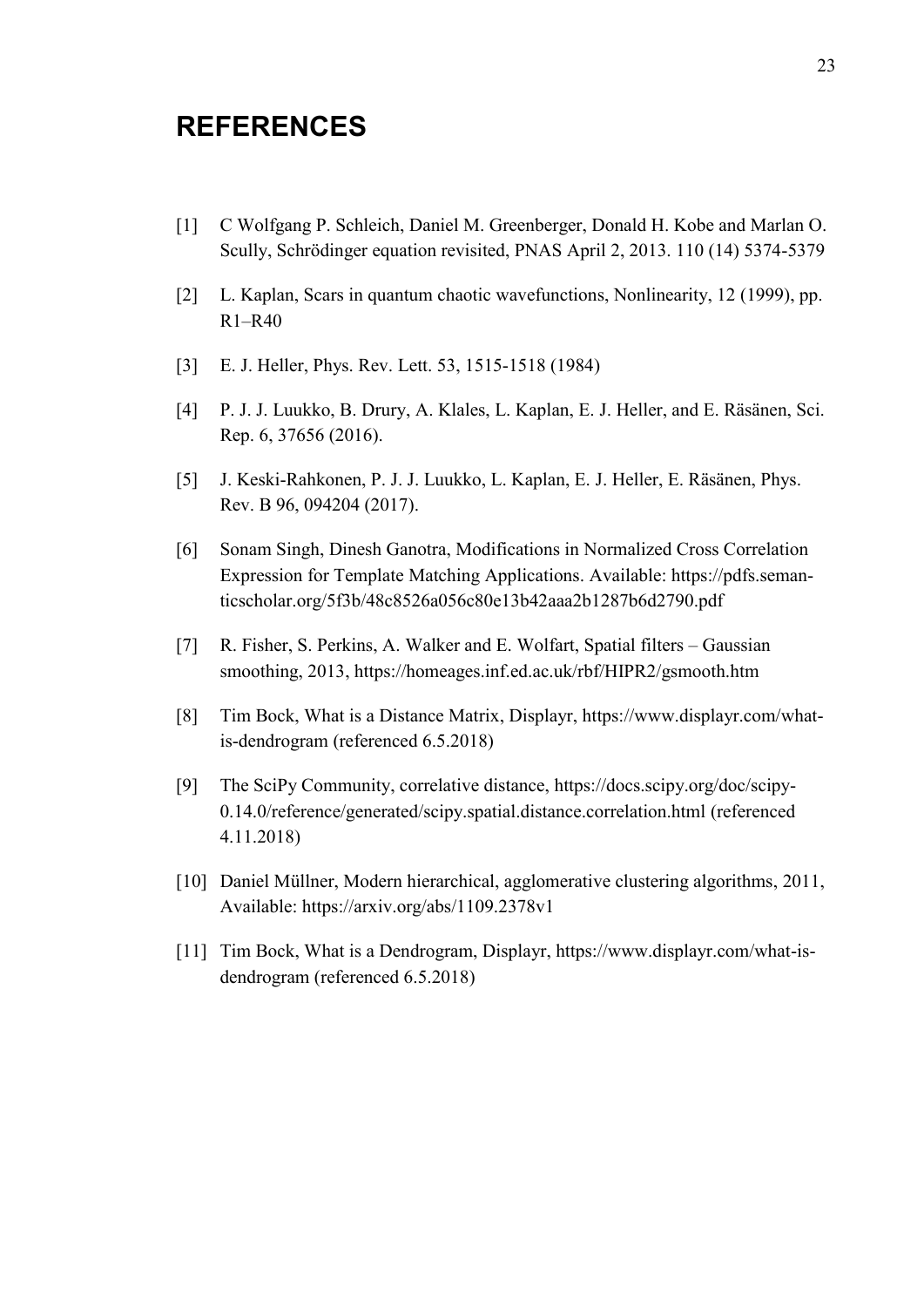# REFERENCES

[1] C Wolfgang P. Schleich, Daniel M. Greenberger, Donald H. Kobe and Marlan O. Scully, Schrödinger equation revisited, PNAS April 2, 2013. 110 (14) 5374-5379

[2] L. Kaplan, Scars in quantum chaotic wavefunctions, Nonlinearity, 12 (1999), pp. R1–R40

[3] E. J. Heller, Phys. Rev. Lett. 53, 1515-1518 (1984)

[4] P. J. J. Luukko, B. Drury, A. Klales, L. Kaplan, E. J. Heller, and E. Räsänen, Sci. Rep. 6, 37656 (2016).

[5] J. Keski-Rahkonen, P. J. J. Luukko, L. Kaplan, E. J. Heller, E. Räsänen, Phys. Rev. B 96, 094204 (2017).

[6] Sonam Singh, Dinesh Ganotra, Modifications in Normalized Cross Correlation Expression for Template Matching Applications. Available: https://pdfs.semanticscholar.org/5f3b/48c8526a056c80e13b42aaa2b1287b6d2790.pdf

[7] R. Fisher, S. Perkins, A. Walker and E. Wolfart, Spatial filters – Gaussian smoothing, 2013, https://homeages.inf.ed.ac.uk/rbf/HIPR2/gsmooth.htm

[8] Tim Bock, What is a Distance Matrix, Displayr, https://www.displayr.com/what-is-dendrogram (referenced 6.5.2018)

[9] The SciPy Community, correlative distance, https://docs.scipy.org/doc/scipy-0.14.0/reference/generated/scipy.spatial.distance.correlation.html (referenced 4.11.2018)

[10] Daniel Müllner, Modern hierarchical, agglomerative clustering algorithms, 2011, Available: https://arxiv.org/abs/1109.2378v1

[11] Tim Bock, What is a Dendrogram, Displayr, https://www.displayr.com/what-is-dendrogram (referenced 6.5.2018)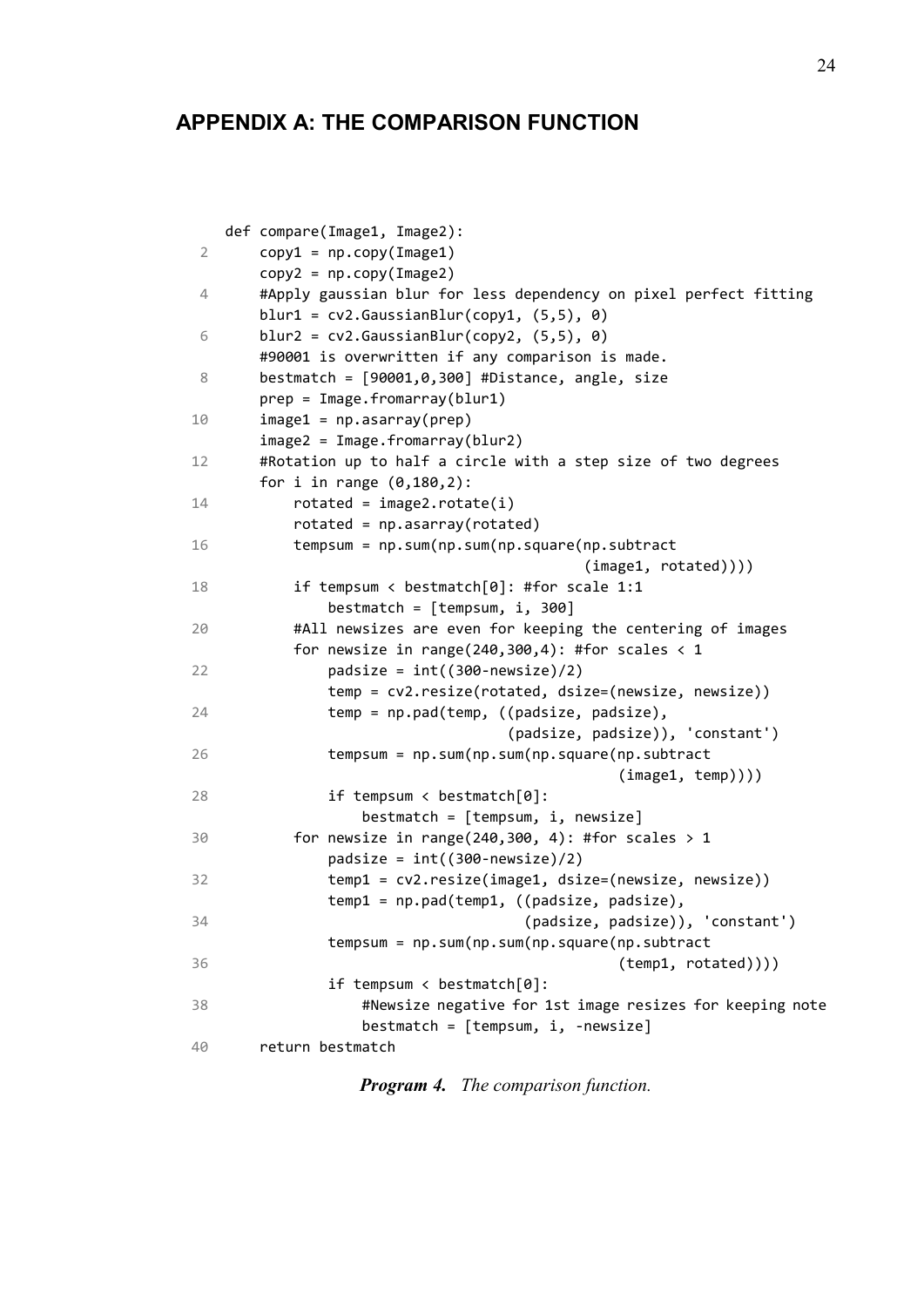## APPENDIX A: THE COMPARISON FUNCTION

```
def compare(Image1, Image2):
    copy1 = np.copy(Image1)
    copy2 = np.copy(Image2)
    #Apply gaussian blur for less dependency on pixel perfect fitting
    blur1 = cv2.GaussianBlur(copy1, (5,5), 0)
    blur2 = cv2.GaussianBlur(copy2, (5,5), 0)
    #90001 is overwritten if any comparison is made.
    bestmatch = [90001,0,300] #Distance, angle, size
    prep = Image.fromarray(blur1)
    image1 = np.asarray(prep)
    image2 = Image.fromarray(blur2)
    #Rotation up to half a circle with a step size of two degrees
    for i in range (0,180,2):
        rotated = image2.rotate(i)
        rotated = np.asarray(rotated)
        tempsum = np.sum(np.sum(np.square(np.subtract
                                          (image1, rotated))))
        if tempsum < bestmatch[0]: #for scale 1:1
            bestmatch = [tempsum, i, 300]
        #All newsizes are even for keeping the centering of images
        for newsize in range(240,300,4): #for scales < 1
            padsize = int((300-newsize)/2)
            temp = cv2.resize(rotated, dsize=(newsize, newsize))
            temp = np.pad(temp, ((padsize, padsize),
                           (padsize, padsize)), 'constant')
            tempsum = np.sum(np.sum(np.square(np.subtract
                                              (image1, temp))))
            if tempsum < bestmatch[0]:
                bestmatch = [tempsum, i, newsize]
        for newsize in range(240,300, 4): #for scales > 1
            padsize = int((300-newsize)/2)
            temp1 = cv2.resize(image1, dsize=(newsize, newsize))
            temp1 = np.pad(temp1, ((padsize, padsize),
                             (padsize, padsize)), 'constant')
            tempsum = np.sum(np.sum(np.square(np.subtract
                                              (temp1, rotated))))
            if tempsum < bestmatch[0]:
                #Newsize negative for 1st image resizes for keeping note
                bestmatch = [tempsum, i, -newsize]
    return bestmatch
```

***Program 4.*** *The comparison function.*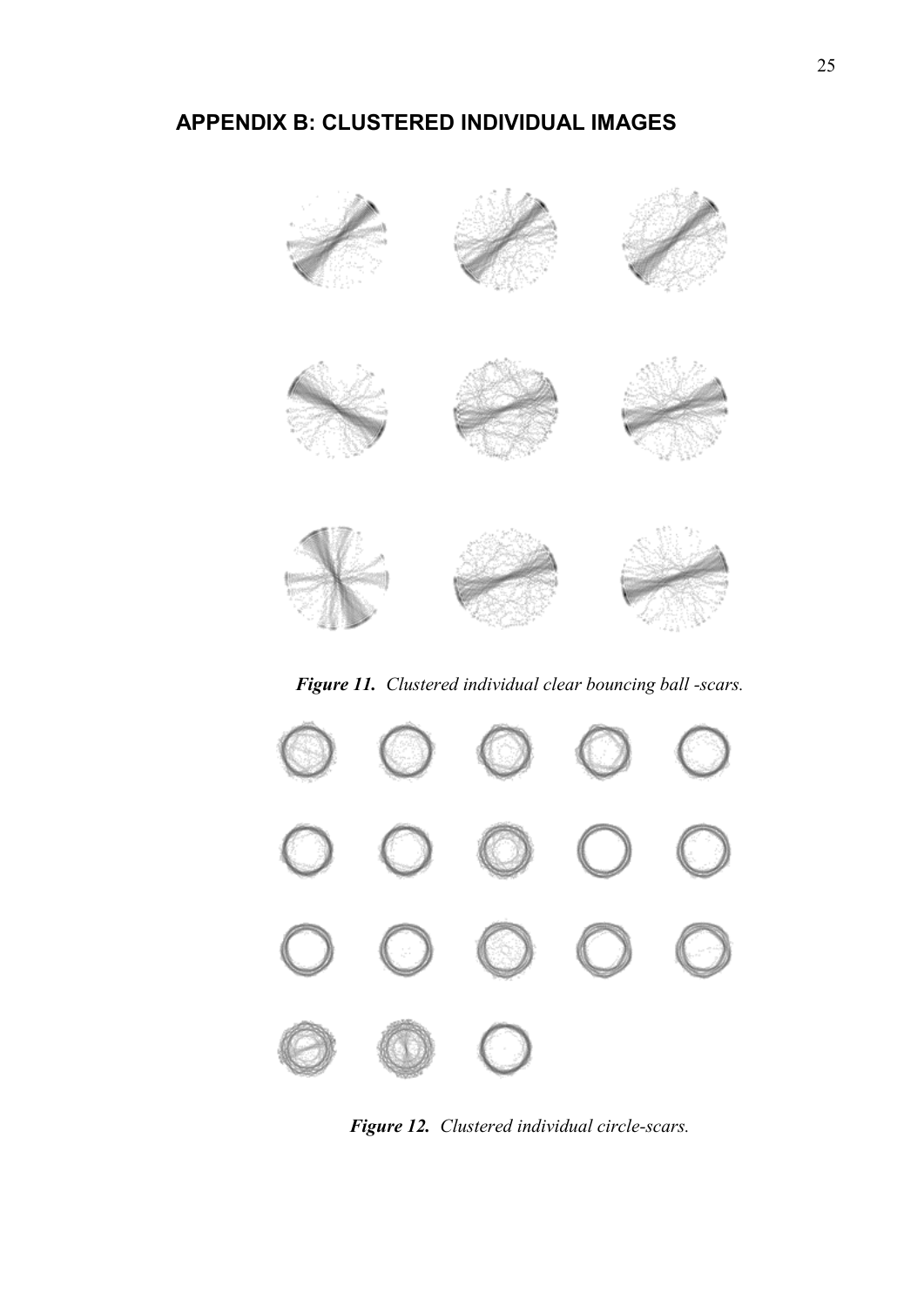## APPENDIX B: CLUSTERED INDIVIDUAL IMAGES

***Figure 11.*** *Clustered individual clear bouncing ball -scars.*

***Figure 12.*** *Clustered individual circle-scars.*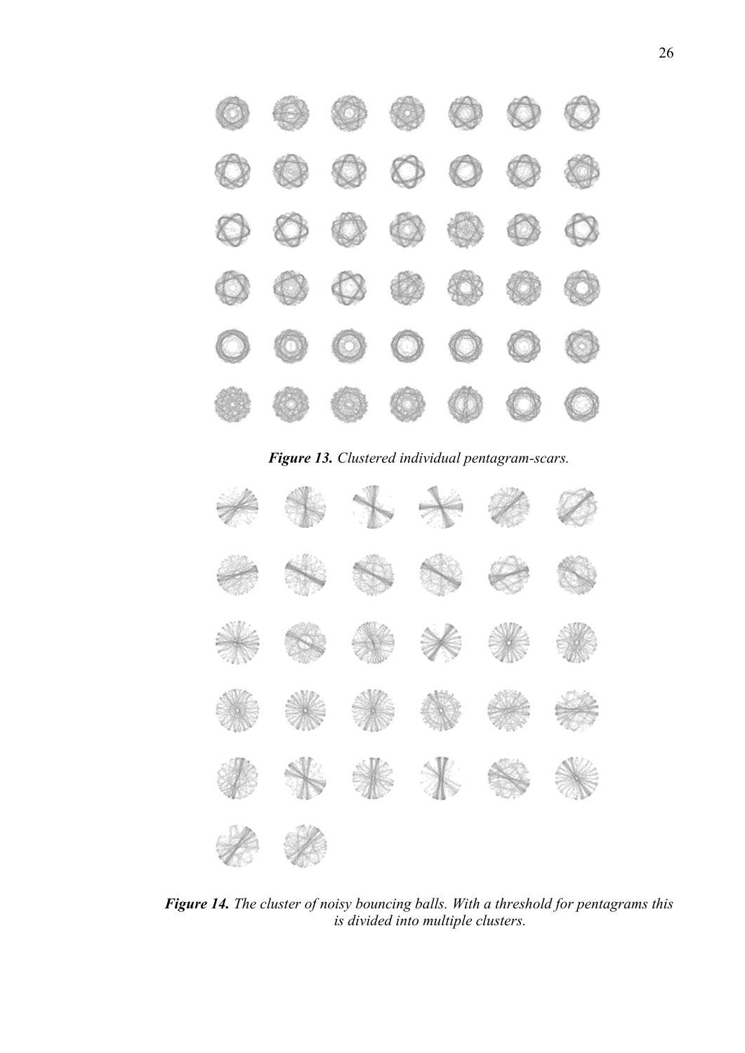***Figure 13.*** *Clustered individual pentagram-scars.*

***Figure 14.*** *The cluster of noisy bouncing balls. With a threshold for pentagrams this is divided into multiple clusters.*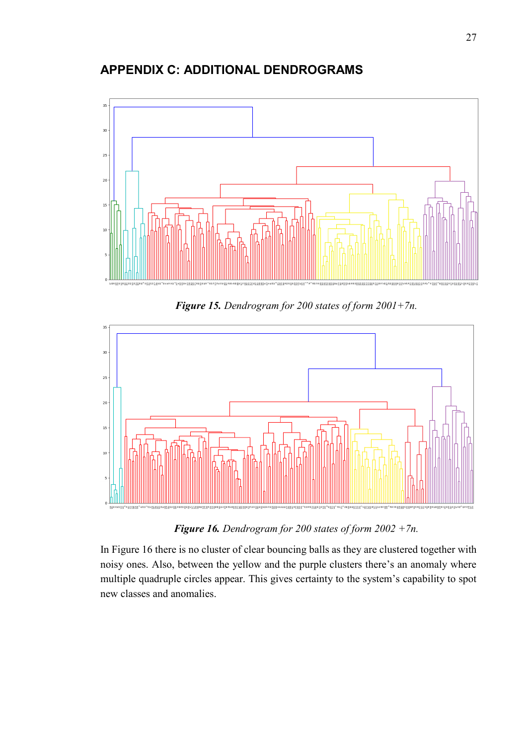# APPENDIX C: ADDITIONAL DENDROGRAMS

***Figure 15.*** *Dendrogram for 200 states of form 2001+7n.*

***Figure 16.*** *Dendrogram for 200 states of form 2002 +7n.*

In Figure 16 there is no cluster of clear bouncing balls as they are clustered together with noisy ones. Also, between the yellow and the purple clusters there's an anomaly where multiple quadruple circles appear. This gives certainty to the system's capability to spot new classes and anomalies.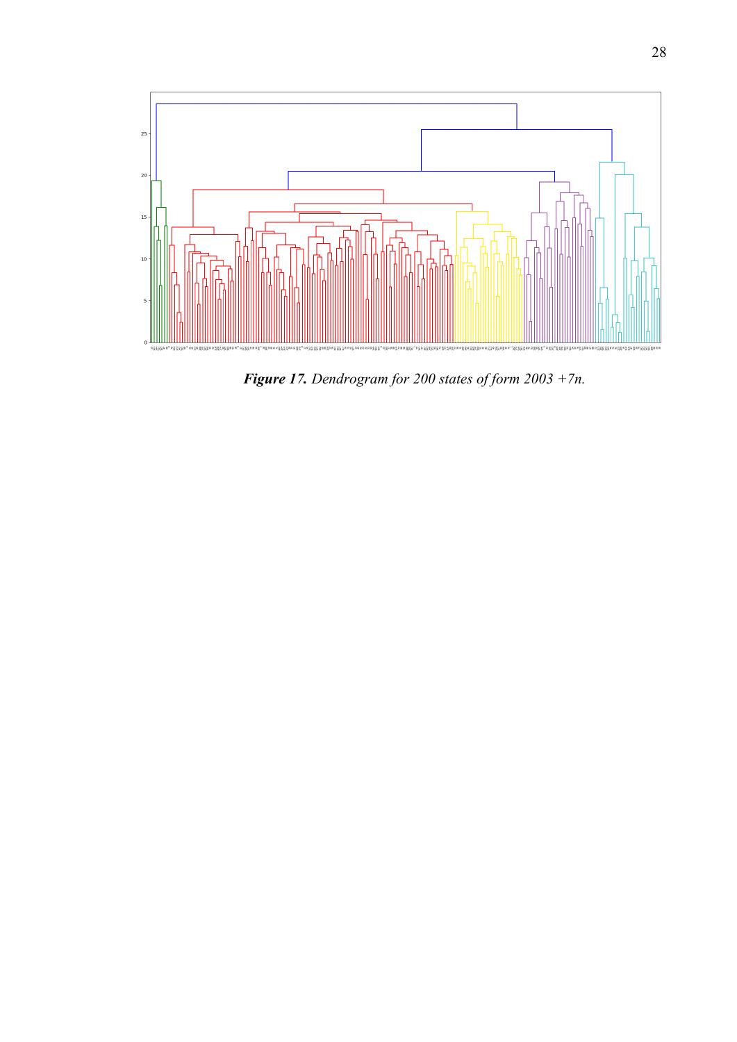0
5
10
15
20
25

***Figure 17.*** *Dendrogram for 200 states of form 2003 +7n.*